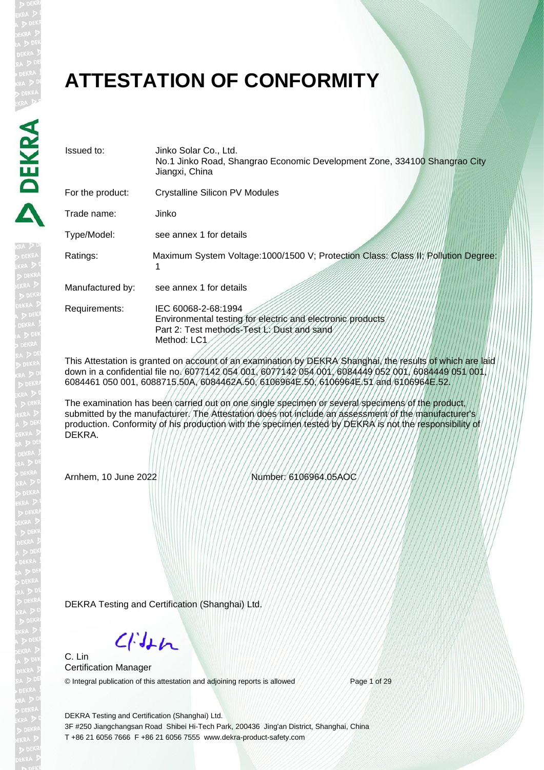# ATTESTATION OF CONFORMITY

| | |
|---|---|
| Issued to: | Jinko Solar Co., Ltd.<br>No.1 Jinko Road, Shangrao Economic Development Zone, 334100 Shangrao City Jiangxi, China |
| For the product: | Crystalline Silicon PV Modules |
| Trade name: | Jinko |
| Type/Model: | see annex 1 for details |
| Ratings: | Maximum System Voltage:1000/1500 V; Protection Class: Class II; Pollution Degree: 1 |
| Manufactured by: | see annex 1 for details |
| Requirements: | IEC 60068-2-68:1994<br>Environmental testing for electric and electronic products<br>Part 2: Test methods-Test L: Dust and sand<br>Method: LC1 |

This Attestation is granted on account of an examination by DEKRA Shanghai, the results of which are laid down in a confidential file no. 6077142 054 001, 6077142 054 001, 6084449 052 001, 6084449 051 001, 6084461 050 001, 6088715.50A, 6084462A.50, 6106964E.50, 6106964E.51 and 6106964E.52.

The examination has been carried out on one single specimen or several specimens of the product, submitted by the manufacturer. The Attestation does not include an assessment of the manufacturer's production. Conformity of his production with the specimen tested by DEKRA is not the responsibility of DEKRA.

Arnhem, 10 June 2022

Number: 6106964.05AOC

DEKRA Testing and Certification (Shanghai) Ltd.

C. Lin
Certification Manager

© Integral publication of this attestation and adjoining reports is allowed

DEKRA Testing and Certification (Shanghai) Ltd.
3F #250 Jiangchangsan Road Shibei Hi-Tech Park, 200436 Jing'an District, Shanghai, China
T +86 21 6056 7666 F +86 21 6056 7555 www.dekra-product-safety.com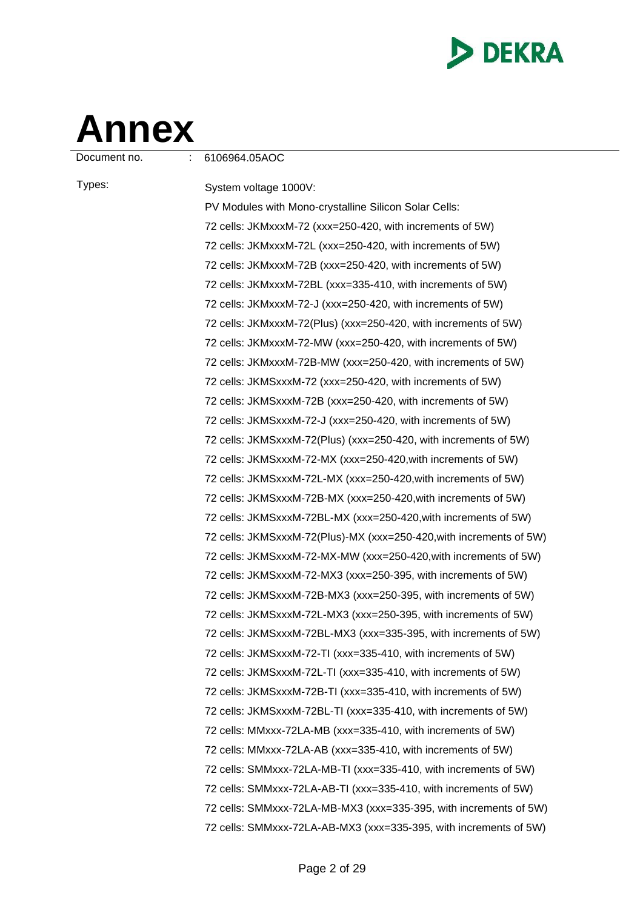# Annex

Document no. : 6106964.05AOC

Types:

System voltage 1000V:

PV Modules with Mono-crystalline Silicon Solar Cells:

72 cells: JKMxxxM-72 (xxx=250-420, with increments of 5W)
72 cells: JKMxxxM-72L (xxx=250-420, with increments of 5W)
72 cells: JKMxxxM-72B (xxx=250-420, with increments of 5W)
72 cells: JKMxxxM-72BL (xxx=335-410, with increments of 5W)
72 cells: JKMxxxM-72-J (xxx=250-420, with increments of 5W)
72 cells: JKMxxxM-72(Plus) (xxx=250-420, with increments of 5W)
72 cells: JKMxxxM-72-MW (xxx=250-420, with increments of 5W)
72 cells: JKMxxxM-72B-MW (xxx=250-420, with increments of 5W)
72 cells: JKMSxxxM-72 (xxx=250-420, with increments of 5W)
72 cells: JKMSxxxM-72B (xxx=250-420, with increments of 5W)
72 cells: JKMSxxxM-72-J (xxx=250-420, with increments of 5W)
72 cells: JKMSxxxM-72(Plus) (xxx=250-420, with increments of 5W)
72 cells: JKMSxxxM-72-MX (xxx=250-420,with increments of 5W)
72 cells: JKMSxxxM-72L-MX (xxx=250-420,with increments of 5W)
72 cells: JKMSxxxM-72B-MX (xxx=250-420,with increments of 5W)
72 cells: JKMSxxxM-72BL-MX (xxx=250-420,with increments of 5W)
72 cells: JKMSxxxM-72(Plus)-MX (xxx=250-420,with increments of 5W)
72 cells: JKMSxxxM-72-MX-MW (xxx=250-420,with increments of 5W)
72 cells: JKMSxxxM-72-MX3 (xxx=250-395, with increments of 5W)
72 cells: JKMSxxxM-72B-MX3 (xxx=250-395, with increments of 5W)
72 cells: JKMSxxxM-72L-MX3 (xxx=250-395, with increments of 5W)
72 cells: JKMSxxxM-72BL-MX3 (xxx=335-395, with increments of 5W)
72 cells: JKMSxxxM-72-TI (xxx=335-410, with increments of 5W)
72 cells: JKMSxxxM-72L-TI (xxx=335-410, with increments of 5W)
72 cells: JKMSxxxM-72B-TI (xxx=335-410, with increments of 5W)
72 cells: JKMSxxxM-72BL-TI (xxx=335-410, with increments of 5W)
72 cells: MMxxx-72LA-MB (xxx=335-410, with increments of 5W)
72 cells: MMxxx-72LA-AB (xxx=335-410, with increments of 5W)
72 cells: SMMxxx-72LA-MB-TI (xxx=335-410, with increments of 5W)
72 cells: SMMxxx-72LA-AB-TI (xxx=335-410, with increments of 5W)
72 cells: SMMxxx-72LA-MB-MX3 (xxx=335-395, with increments of 5W)
72 cells: SMMxxx-72LA-AB-MX3 (xxx=335-395, with increments of 5W)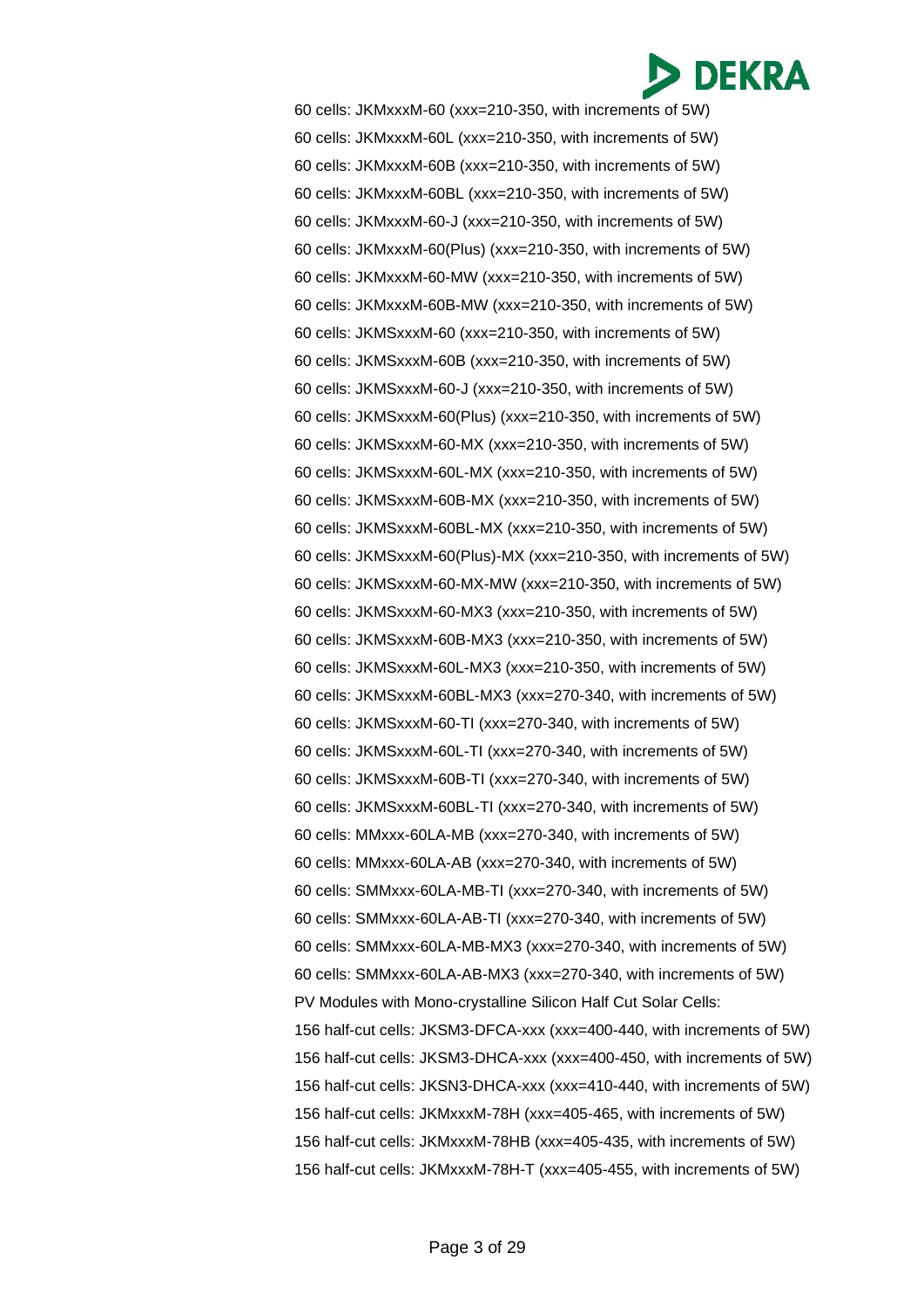60 cells: JKMxxxM-60 (xxx=210-350, with increments of 5W)

60 cells: JKMxxxM-60L (xxx=210-350, with increments of 5W)

60 cells: JKMxxxM-60B (xxx=210-350, with increments of 5W)

60 cells: JKMxxxM-60BL (xxx=210-350, with increments of 5W)

60 cells: JKMxxxM-60-J (xxx=210-350, with increments of 5W)

60 cells: JKMxxxM-60(Plus) (xxx=210-350, with increments of 5W)

60 cells: JKMxxxM-60-MW (xxx=210-350, with increments of 5W)

60 cells: JKMxxxM-60B-MW (xxx=210-350, with increments of 5W)

60 cells: JKMSxxxM-60 (xxx=210-350, with increments of 5W)

60 cells: JKMSxxxM-60B (xxx=210-350, with increments of 5W)

60 cells: JKMSxxxM-60-J (xxx=210-350, with increments of 5W)

60 cells: JKMSxxxM-60(Plus) (xxx=210-350, with increments of 5W)

60 cells: JKMSxxxM-60-MX (xxx=210-350, with increments of 5W)

60 cells: JKMSxxxM-60L-MX (xxx=210-350, with increments of 5W)

60 cells: JKMSxxxM-60B-MX (xxx=210-350, with increments of 5W)

60 cells: JKMSxxxM-60BL-MX (xxx=210-350, with increments of 5W)

60 cells: JKMSxxxM-60(Plus)-MX (xxx=210-350, with increments of 5W)

60 cells: JKMSxxxM-60-MX-MW (xxx=210-350, with increments of 5W)

60 cells: JKMSxxxM-60-MX3 (xxx=210-350, with increments of 5W)

60 cells: JKMSxxxM-60B-MX3 (xxx=210-350, with increments of 5W)

60 cells: JKMSxxxM-60L-MX3 (xxx=210-350, with increments of 5W)

60 cells: JKMSxxxM-60BL-MX3 (xxx=270-340, with increments of 5W)

60 cells: JKMSxxxM-60-TI (xxx=270-340, with increments of 5W)

60 cells: JKMSxxxM-60L-TI (xxx=270-340, with increments of 5W)

60 cells: JKMSxxxM-60B-TI (xxx=270-340, with increments of 5W)

60 cells: JKMSxxxM-60BL-TI (xxx=270-340, with increments of 5W)

60 cells: MMxxx-60LA-MB (xxx=270-340, with increments of 5W)

60 cells: MMxxx-60LA-AB (xxx=270-340, with increments of 5W)

60 cells: SMMxxx-60LA-MB-TI (xxx=270-340, with increments of 5W)

60 cells: SMMxxx-60LA-AB-TI (xxx=270-340, with increments of 5W)

60 cells: SMMxxx-60LA-MB-MX3 (xxx=270-340, with increments of 5W)

60 cells: SMMxxx-60LA-AB-MX3 (xxx=270-340, with increments of 5W)

PV Modules with Mono-crystalline Silicon Half Cut Solar Cells:

156 half-cut cells: JKSM3-DFCA-xxx (xxx=400-440, with increments of 5W)

156 half-cut cells: JKSM3-DHCA-xxx (xxx=400-450, with increments of 5W)

156 half-cut cells: JKSN3-DHCA-xxx (xxx=410-440, with increments of 5W)

156 half-cut cells: JKMxxxM-78H (xxx=405-465, with increments of 5W)

156 half-cut cells: JKMxxxM-78HB (xxx=405-435, with increments of 5W)

156 half-cut cells: JKMxxxM-78H-T (xxx=405-455, with increments of 5W)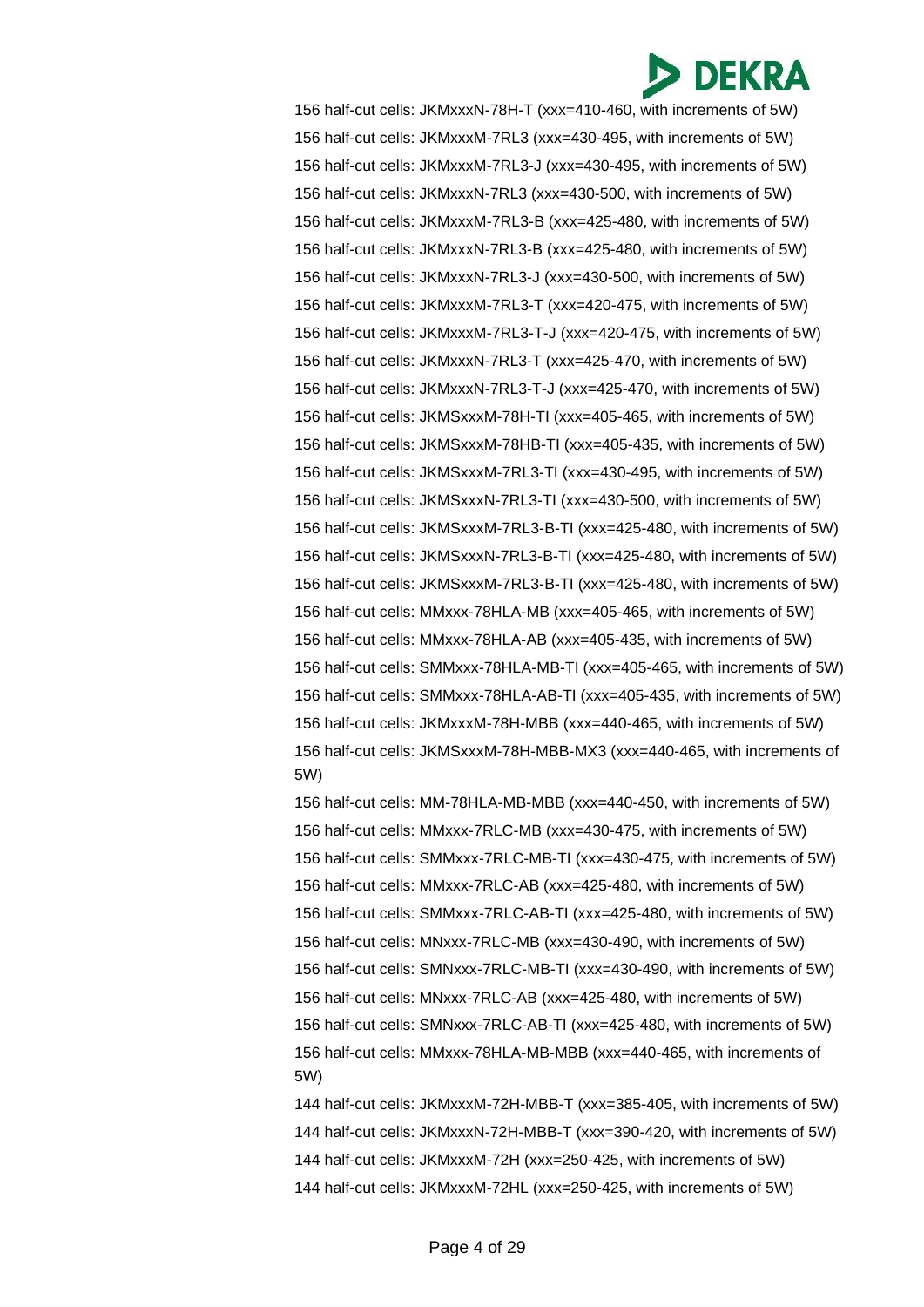156 half-cut cells: JKMxxxN-78H-T (xxx=410-460, with increments of 5W)

156 half-cut cells: JKMxxxM-7RL3 (xxx=430-495, with increments of 5W)

156 half-cut cells: JKMxxxM-7RL3-J (xxx=430-495, with increments of 5W)

156 half-cut cells: JKMxxxN-7RL3 (xxx=430-500, with increments of 5W)

156 half-cut cells: JKMxxxM-7RL3-B (xxx=425-480, with increments of 5W)

156 half-cut cells: JKMxxxN-7RL3-B (xxx=425-480, with increments of 5W)

156 half-cut cells: JKMxxxN-7RL3-J (xxx=430-500, with increments of 5W)

156 half-cut cells: JKMxxxM-7RL3-T (xxx=420-475, with increments of 5W)

156 half-cut cells: JKMxxxM-7RL3-T-J (xxx=420-475, with increments of 5W)

156 half-cut cells: JKMxxxN-7RL3-T (xxx=425-470, with increments of 5W)

156 half-cut cells: JKMxxxN-7RL3-T-J (xxx=425-470, with increments of 5W)

156 half-cut cells: JKMSxxxM-78H-TI (xxx=405-465, with increments of 5W)

156 half-cut cells: JKMSxxxM-78HB-TI (xxx=405-435, with increments of 5W)

156 half-cut cells: JKMSxxxM-7RL3-TI (xxx=430-495, with increments of 5W)

156 half-cut cells: JKMSxxxN-7RL3-TI (xxx=430-500, with increments of 5W)

156 half-cut cells: JKMSxxxM-7RL3-B-TI (xxx=425-480, with increments of 5W)

156 half-cut cells: JKMSxxxN-7RL3-B-TI (xxx=425-480, with increments of 5W)

156 half-cut cells: JKMSxxxM-7RL3-B-TI (xxx=425-480, with increments of 5W)

156 half-cut cells: MMxxx-78HLA-MB (xxx=405-465, with increments of 5W)

156 half-cut cells: MMxxx-78HLA-AB (xxx=405-435, with increments of 5W)

156 half-cut cells: SMMxxx-78HLA-MB-TI (xxx=405-465, with increments of 5W)

156 half-cut cells: SMMxxx-78HLA-AB-TI (xxx=405-435, with increments of 5W)

156 half-cut cells: JKMxxxM-78H-MBB (xxx=440-465, with increments of 5W)

156 half-cut cells: JKMSxxxM-78H-MBB-MX3 (xxx=440-465, with increments of 5W)

156 half-cut cells: MM-78HLA-MB-MBB (xxx=440-450, with increments of 5W)

156 half-cut cells: MMxxx-7RLC-MB (xxx=430-475, with increments of 5W)

156 half-cut cells: SMMxxx-7RLC-MB-TI (xxx=430-475, with increments of 5W)

156 half-cut cells: MMxxx-7RLC-AB (xxx=425-480, with increments of 5W)

156 half-cut cells: SMMxxx-7RLC-AB-TI (xxx=425-480, with increments of 5W)

156 half-cut cells: MNxxx-7RLC-MB (xxx=430-490, with increments of 5W)

156 half-cut cells: SMNxxx-7RLC-MB-TI (xxx=430-490, with increments of 5W)

156 half-cut cells: MNxxx-7RLC-AB (xxx=425-480, with increments of 5W)

156 half-cut cells: SMNxxx-7RLC-AB-TI (xxx=425-480, with increments of 5W)

156 half-cut cells: MMxxx-78HLA-MB-MBB (xxx=440-465, with increments of 5W)

144 half-cut cells: JKMxxxM-72H-MBB-T (xxx=385-405, with increments of 5W)

144 half-cut cells: JKMxxxN-72H-MBB-T (xxx=390-420, with increments of 5W)

144 half-cut cells: JKMxxxM-72H (xxx=250-425, with increments of 5W)

144 half-cut cells: JKMxxxM-72HL (xxx=250-425, with increments of 5W)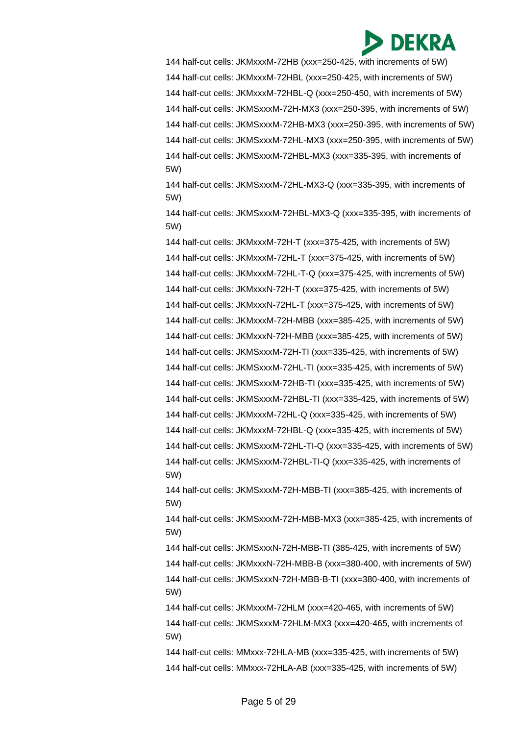144 half-cut cells: JKMxxxM-72HB (xxx=250-425, with increments of 5W)

144 half-cut cells: JKMxxxM-72HBL (xxx=250-425, with increments of 5W)

144 half-cut cells: JKMxxxM-72HBL-Q (xxx=250-450, with increments of 5W)

144 half-cut cells: JKMSxxxM-72H-MX3 (xxx=250-395, with increments of 5W)

144 half-cut cells: JKMSxxxM-72HB-MX3 (xxx=250-395, with increments of 5W)

144 half-cut cells: JKMSxxxM-72HL-MX3 (xxx=250-395, with increments of 5W)

144 half-cut cells: JKMSxxxM-72HBL-MX3 (xxx=335-395, with increments of 5W)

144 half-cut cells: JKMSxxxM-72HL-MX3-Q (xxx=335-395, with increments of 5W)

144 half-cut cells: JKMSxxxM-72HBL-MX3-Q (xxx=335-395, with increments of 5W)

144 half-cut cells: JKMxxxM-72H-T (xxx=375-425, with increments of 5W)

144 half-cut cells: JKMxxxM-72HL-T (xxx=375-425, with increments of 5W)

144 half-cut cells: JKMxxxM-72HL-T-Q (xxx=375-425, with increments of 5W)

144 half-cut cells: JKMxxxN-72H-T (xxx=375-425, with increments of 5W)

144 half-cut cells: JKMxxxN-72HL-T (xxx=375-425, with increments of 5W)

144 half-cut cells: JKMxxxM-72H-MBB (xxx=385-425, with increments of 5W)

144 half-cut cells: JKMxxxN-72H-MBB (xxx=385-425, with increments of 5W)

144 half-cut cells: JKMSxxxM-72H-TI (xxx=335-425, with increments of 5W)

144 half-cut cells: JKMSxxxM-72HL-TI (xxx=335-425, with increments of 5W)

144 half-cut cells: JKMSxxxM-72HB-TI (xxx=335-425, with increments of 5W)

144 half-cut cells: JKMSxxxM-72HBL-TI (xxx=335-425, with increments of 5W)

144 half-cut cells: JKMxxxM-72HL-Q (xxx=335-425, with increments of 5W)

144 half-cut cells: JKMxxxM-72HBL-Q (xxx=335-425, with increments of 5W)

144 half-cut cells: JKMSxxxM-72HL-TI-Q (xxx=335-425, with increments of 5W)

144 half-cut cells: JKMSxxxM-72HBL-TI-Q (xxx=335-425, with increments of 5W)

144 half-cut cells: JKMSxxxM-72H-MBB-TI (xxx=385-425, with increments of 5W)

144 half-cut cells: JKMSxxxM-72H-MBB-MX3 (xxx=385-425, with increments of 5W)

144 half-cut cells: JKMSxxxN-72H-MBB-TI (385-425, with increments of 5W)

144 half-cut cells: JKMxxxN-72H-MBB-B (xxx=380-400, with increments of 5W)

144 half-cut cells: JKMSxxxN-72H-MBB-B-TI (xxx=380-400, with increments of 5W)

144 half-cut cells: JKMxxxM-72HLM (xxx=420-465, with increments of 5W)

144 half-cut cells: JKMSxxxM-72HLM-MX3 (xxx=420-465, with increments of 5W)

144 half-cut cells: MMxxx-72HLA-MB (xxx=335-425, with increments of 5W)

144 half-cut cells: MMxxx-72HLA-AB (xxx=335-425, with increments of 5W)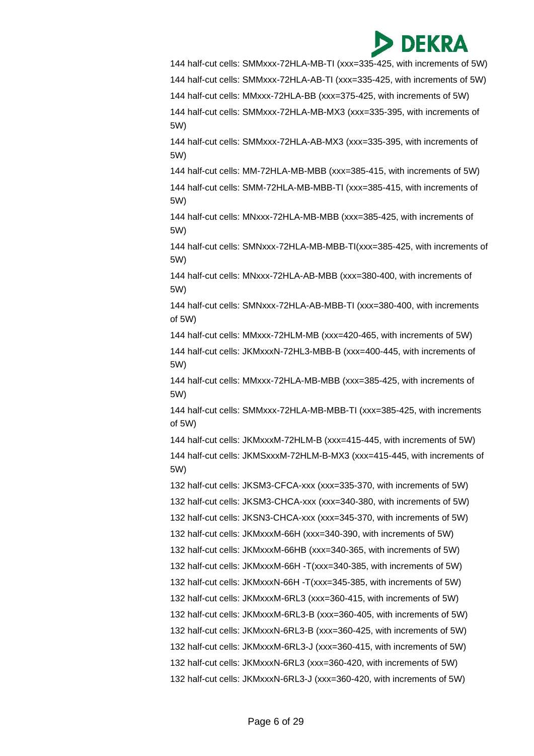144 half-cut cells: SMMxxx-72HLA-MB-TI (xxx=335-425, with increments of 5W)

144 half-cut cells: SMMxxx-72HLA-AB-TI (xxx=335-425, with increments of 5W)

144 half-cut cells: MMxxx-72HLA-BB (xxx=375-425, with increments of 5W)

144 half-cut cells: SMMxxx-72HLA-MB-MX3 (xxx=335-395, with increments of 5W)

144 half-cut cells: SMMxxx-72HLA-AB-MX3 (xxx=335-395, with increments of 5W)

144 half-cut cells: MM-72HLA-MB-MBB (xxx=385-415, with increments of 5W)

144 half-cut cells: SMM-72HLA-MB-MBB-TI (xxx=385-415, with increments of 5W)

144 half-cut cells: MNxxx-72HLA-MB-MBB (xxx=385-425, with increments of 5W)

144 half-cut cells: SMNxxx-72HLA-MB-MBB-TI(xxx=385-425, with increments of 5W)

144 half-cut cells: MNxxx-72HLA-AB-MBB (xxx=380-400, with increments of 5W)

144 half-cut cells: SMNxxx-72HLA-AB-MBB-TI (xxx=380-400, with increments of 5W)

144 half-cut cells: MMxxx-72HLM-MB (xxx=420-465, with increments of 5W)

144 half-cut cells: JKMxxxN-72HL3-MBB-B (xxx=400-445, with increments of 5W)

144 half-cut cells: MMxxx-72HLA-MB-MBB (xxx=385-425, with increments of 5W)

144 half-cut cells: SMMxxx-72HLA-MB-MBB-TI (xxx=385-425, with increments of 5W)

144 half-cut cells: JKMxxxM-72HLM-B (xxx=415-445, with increments of 5W)

144 half-cut cells: JKMSxxxM-72HLM-B-MX3 (xxx=415-445, with increments of 5W)

132 half-cut cells: JKSM3-CFCA-xxx (xxx=335-370, with increments of 5W)

132 half-cut cells: JKSM3-CHCA-xxx (xxx=340-380, with increments of 5W)

132 half-cut cells: JKSN3-CHCA-xxx (xxx=345-370, with increments of 5W)

132 half-cut cells: JKMxxxM-66H (xxx=340-390, with increments of 5W)

132 half-cut cells: JKMxxxM-66HB (xxx=340-365, with increments of 5W)

132 half-cut cells: JKMxxxM-66H -T(xxx=340-385, with increments of 5W)

132 half-cut cells: JKMxxxN-66H -T(xxx=345-385, with increments of 5W)

132 half-cut cells: JKMxxxM-6RL3 (xxx=360-415, with increments of 5W)

132 half-cut cells: JKMxxxM-6RL3-B (xxx=360-405, with increments of 5W)

132 half-cut cells: JKMxxxN-6RL3-B (xxx=360-425, with increments of 5W)

132 half-cut cells: JKMxxxM-6RL3-J (xxx=360-415, with increments of 5W)

132 half-cut cells: JKMxxxN-6RL3 (xxx=360-420, with increments of 5W)

132 half-cut cells: JKMxxxN-6RL3-J (xxx=360-420, with increments of 5W)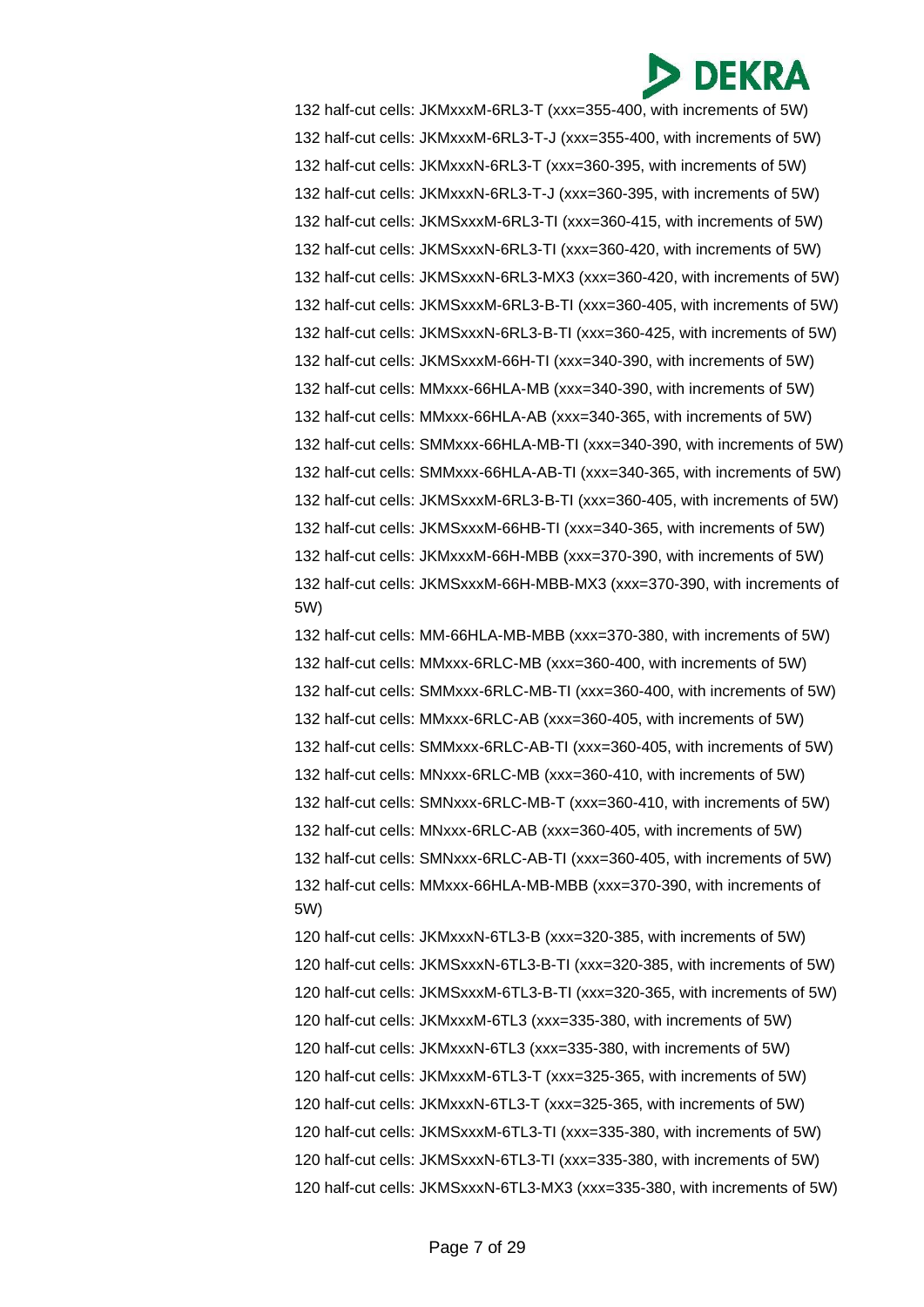132 half-cut cells: JKMxxxM-6RL3-T (xxx=355-400, with increments of 5W)
132 half-cut cells: JKMxxxM-6RL3-T-J (xxx=355-400, with increments of 5W)
132 half-cut cells: JKMxxxN-6RL3-T (xxx=360-395, with increments of 5W)
132 half-cut cells: JKMxxxN-6RL3-T-J (xxx=360-395, with increments of 5W)
132 half-cut cells: JKMSxxxM-6RL3-TI (xxx=360-415, with increments of 5W)
132 half-cut cells: JKMSxxxN-6RL3-TI (xxx=360-420, with increments of 5W)
132 half-cut cells: JKMSxxxN-6RL3-MX3 (xxx=360-420, with increments of 5W)
132 half-cut cells: JKMSxxxM-6RL3-B-TI (xxx=360-405, with increments of 5W)
132 half-cut cells: JKMSxxxN-6RL3-B-TI (xxx=360-425, with increments of 5W)
132 half-cut cells: JKMSxxxM-66H-TI (xxx=340-390, with increments of 5W)
132 half-cut cells: MMxxx-66HLA-MB (xxx=340-390, with increments of 5W)
132 half-cut cells: MMxxx-66HLA-AB (xxx=340-365, with increments of 5W)
132 half-cut cells: SMMxxx-66HLA-MB-TI (xxx=340-390, with increments of 5W)
132 half-cut cells: SMMxxx-66HLA-AB-TI (xxx=340-365, with increments of 5W)
132 half-cut cells: JKMSxxxM-6RL3-B-TI (xxx=360-405, with increments of 5W)
132 half-cut cells: JKMSxxxM-66HB-TI (xxx=340-365, with increments of 5W)
132 half-cut cells: JKMxxxM-66H-MBB (xxx=370-390, with increments of 5W)
132 half-cut cells: JKMSxxxM-66H-MBB-MX3 (xxx=370-390, with increments of 5W)
132 half-cut cells: MM-66HLA-MB-MBB (xxx=370-380, with increments of 5W)
132 half-cut cells: MMxxx-6RLC-MB (xxx=360-400, with increments of 5W)
132 half-cut cells: SMMxxx-6RLC-MB-TI (xxx=360-400, with increments of 5W)
132 half-cut cells: MMxxx-6RLC-AB (xxx=360-405, with increments of 5W)
132 half-cut cells: SMMxxx-6RLC-AB-TI (xxx=360-405, with increments of 5W)
132 half-cut cells: MNxxx-6RLC-MB (xxx=360-410, with increments of 5W)
132 half-cut cells: SMNxxx-6RLC-MB-T (xxx=360-410, with increments of 5W)
132 half-cut cells: MNxxx-6RLC-AB (xxx=360-405, with increments of 5W)
132 half-cut cells: SMNxxx-6RLC-AB-TI (xxx=360-405, with increments of 5W)
132 half-cut cells: MMxxx-66HLA-MB-MBB (xxx=370-390, with increments of 5W)
120 half-cut cells: JKMxxxN-6TL3-B (xxx=320-385, with increments of 5W)
120 half-cut cells: JKMSxxxN-6TL3-B-TI (xxx=320-385, with increments of 5W)
120 half-cut cells: JKMSxxxM-6TL3-B-TI (xxx=320-365, with increments of 5W)
120 half-cut cells: JKMxxxM-6TL3 (xxx=335-380, with increments of 5W)
120 half-cut cells: JKMxxxN-6TL3 (xxx=335-380, with increments of 5W)
120 half-cut cells: JKMxxxM-6TL3-T (xxx=325-365, with increments of 5W)
120 half-cut cells: JKMxxxN-6TL3-T (xxx=325-365, with increments of 5W)
120 half-cut cells: JKMSxxxM-6TL3-TI (xxx=335-380, with increments of 5W)
120 half-cut cells: JKMSxxxN-6TL3-TI (xxx=335-380, with increments of 5W)
120 half-cut cells: JKMSxxxN-6TL3-MX3 (xxx=335-380, with increments of 5W)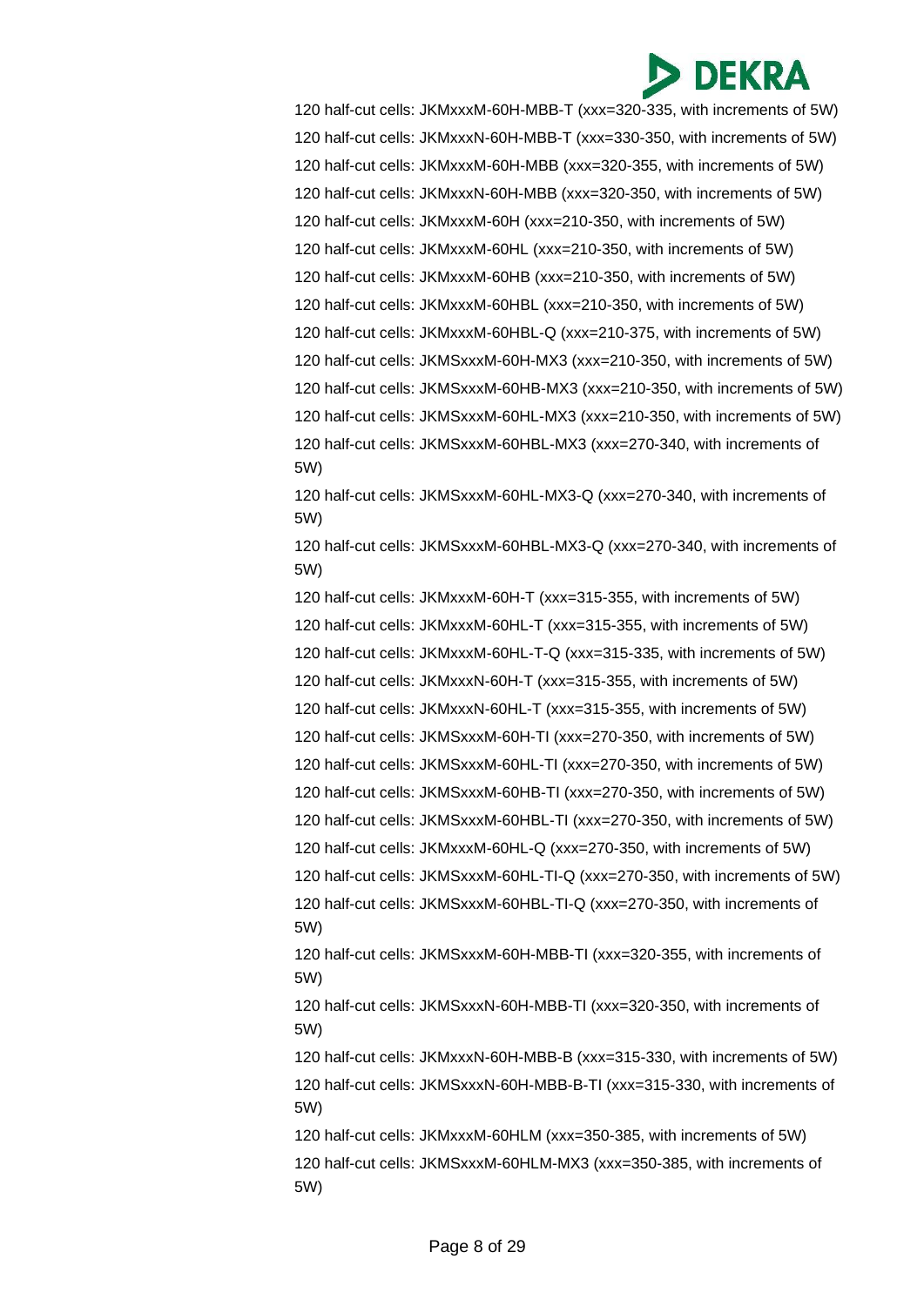120 half-cut cells: JKMxxxM-60H-MBB-T (xxx=320-335, with increments of 5W)

120 half-cut cells: JKMxxxN-60H-MBB-T (xxx=330-350, with increments of 5W)

120 half-cut cells: JKMxxxM-60H-MBB (xxx=320-355, with increments of 5W)

120 half-cut cells: JKMxxxN-60H-MBB (xxx=320-350, with increments of 5W)

120 half-cut cells: JKMxxxM-60H (xxx=210-350, with increments of 5W)

120 half-cut cells: JKMxxxM-60HL (xxx=210-350, with increments of 5W)

120 half-cut cells: JKMxxxM-60HB (xxx=210-350, with increments of 5W)

120 half-cut cells: JKMxxxM-60HBL (xxx=210-350, with increments of 5W)

120 half-cut cells: JKMxxxM-60HBL-Q (xxx=210-375, with increments of 5W)

120 half-cut cells: JKMSxxxM-60H-MX3 (xxx=210-350, with increments of 5W)

120 half-cut cells: JKMSxxxM-60HB-MX3 (xxx=210-350, with increments of 5W)

120 half-cut cells: JKMSxxxM-60HL-MX3 (xxx=210-350, with increments of 5W)

120 half-cut cells: JKMSxxxM-60HBL-MX3 (xxx=270-340, with increments of 5W)

120 half-cut cells: JKMSxxxM-60HL-MX3-Q (xxx=270-340, with increments of 5W)

120 half-cut cells: JKMSxxxM-60HBL-MX3-Q (xxx=270-340, with increments of 5W)

120 half-cut cells: JKMxxxM-60H-T (xxx=315-355, with increments of 5W)

120 half-cut cells: JKMxxxM-60HL-T (xxx=315-355, with increments of 5W)

120 half-cut cells: JKMxxxM-60HL-T-Q (xxx=315-335, with increments of 5W)

120 half-cut cells: JKMxxxN-60H-T (xxx=315-355, with increments of 5W)

120 half-cut cells: JKMxxxN-60HL-T (xxx=315-355, with increments of 5W)

120 half-cut cells: JKMSxxxM-60H-TI (xxx=270-350, with increments of 5W)

120 half-cut cells: JKMSxxxM-60HL-TI (xxx=270-350, with increments of 5W)

120 half-cut cells: JKMSxxxM-60HB-TI (xxx=270-350, with increments of 5W)

120 half-cut cells: JKMSxxxM-60HBL-TI (xxx=270-350, with increments of 5W)

120 half-cut cells: JKMxxxM-60HL-Q (xxx=270-350, with increments of 5W)

120 half-cut cells: JKMSxxxM-60HL-TI-Q (xxx=270-350, with increments of 5W)

120 half-cut cells: JKMSxxxM-60HBL-TI-Q (xxx=270-350, with increments of 5W)

120 half-cut cells: JKMSxxxM-60H-MBB-TI (xxx=320-355, with increments of 5W)

120 half-cut cells: JKMSxxxN-60H-MBB-TI (xxx=320-350, with increments of 5W)

120 half-cut cells: JKMxxxN-60H-MBB-B (xxx=315-330, with increments of 5W)

120 half-cut cells: JKMSxxxN-60H-MBB-B-TI (xxx=315-330, with increments of 5W)

120 half-cut cells: JKMxxxM-60HLM (xxx=350-385, with increments of 5W)

120 half-cut cells: JKMSxxxM-60HLM-MX3 (xxx=350-385, with increments of 5W)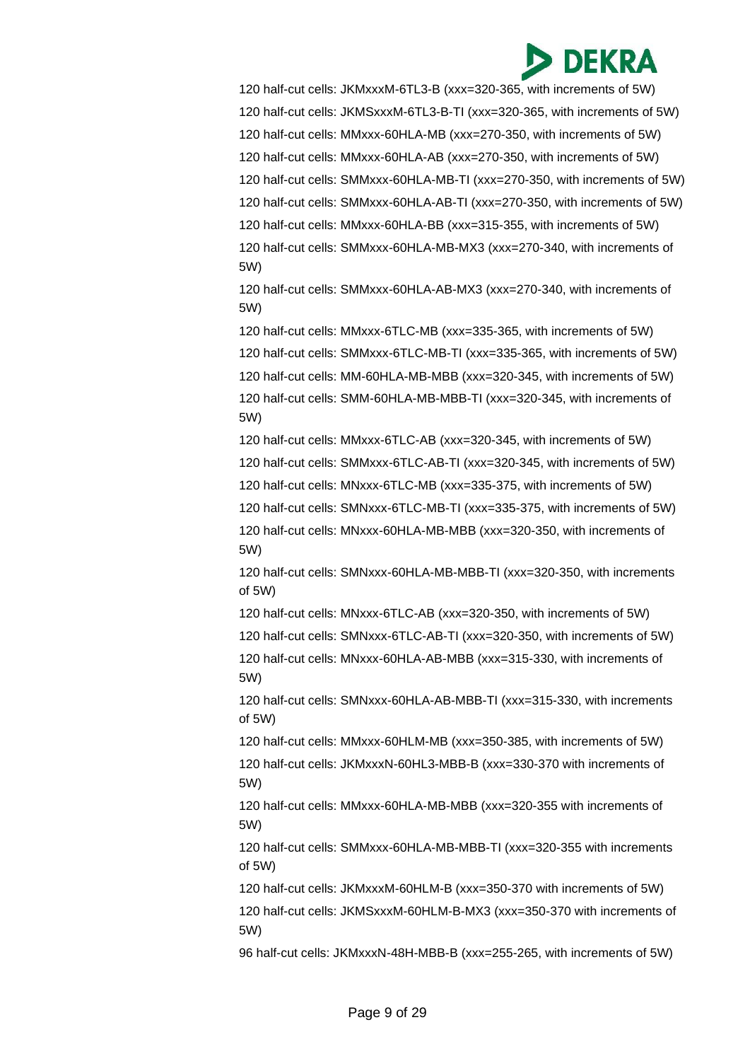120 half-cut cells: JKMxxxM-6TL3-B (xxx=320-365, with increments of 5W)

120 half-cut cells: JKMSxxxM-6TL3-B-TI (xxx=320-365, with increments of 5W)

120 half-cut cells: MMxxx-60HLA-MB (xxx=270-350, with increments of 5W)

120 half-cut cells: MMxxx-60HLA-AB (xxx=270-350, with increments of 5W)

120 half-cut cells: SMMxxx-60HLA-MB-TI (xxx=270-350, with increments of 5W)

120 half-cut cells: SMMxxx-60HLA-AB-TI (xxx=270-350, with increments of 5W)

120 half-cut cells: MMxxx-60HLA-BB (xxx=315-355, with increments of 5W)

120 half-cut cells: SMMxxx-60HLA-MB-MX3 (xxx=270-340, with increments of 5W)

120 half-cut cells: SMMxxx-60HLA-AB-MX3 (xxx=270-340, with increments of 5W)

120 half-cut cells: MMxxx-6TLC-MB (xxx=335-365, with increments of 5W)

120 half-cut cells: SMMxxx-6TLC-MB-TI (xxx=335-365, with increments of 5W)

120 half-cut cells: MM-60HLA-MB-MBB (xxx=320-345, with increments of 5W)

120 half-cut cells: SMM-60HLA-MB-MBB-TI (xxx=320-345, with increments of 5W)

120 half-cut cells: MMxxx-6TLC-AB (xxx=320-345, with increments of 5W)

120 half-cut cells: SMMxxx-6TLC-AB-TI (xxx=320-345, with increments of 5W)

120 half-cut cells: MNxxx-6TLC-MB (xxx=335-375, with increments of 5W)

120 half-cut cells: SMNxxx-6TLC-MB-TI (xxx=335-375, with increments of 5W)

120 half-cut cells: MNxxx-60HLA-MB-MBB (xxx=320-350, with increments of 5W)

120 half-cut cells: SMNxxx-60HLA-MB-MBB-TI (xxx=320-350, with increments of 5W)

120 half-cut cells: MNxxx-6TLC-AB (xxx=320-350, with increments of 5W)

120 half-cut cells: SMNxxx-6TLC-AB-TI (xxx=320-350, with increments of 5W)

120 half-cut cells: MNxxx-60HLA-AB-MBB (xxx=315-330, with increments of 5W)

120 half-cut cells: SMNxxx-60HLA-AB-MBB-TI (xxx=315-330, with increments of 5W)

120 half-cut cells: MMxxx-60HLM-MB (xxx=350-385, with increments of 5W)

120 half-cut cells: JKMxxxN-60HL3-MBB-B (xxx=330-370 with increments of 5W)

120 half-cut cells: MMxxx-60HLA-MB-MBB (xxx=320-355 with increments of 5W)

120 half-cut cells: SMMxxx-60HLA-MB-MBB-TI (xxx=320-355 with increments of 5W)

120 half-cut cells: JKMxxxM-60HLM-B (xxx=350-370 with increments of 5W)

120 half-cut cells: JKMSxxxM-60HLM-B-MX3 (xxx=350-370 with increments of 5W)

96 half-cut cells: JKMxxxN-48H-MBB-B (xxx=255-265, with increments of 5W)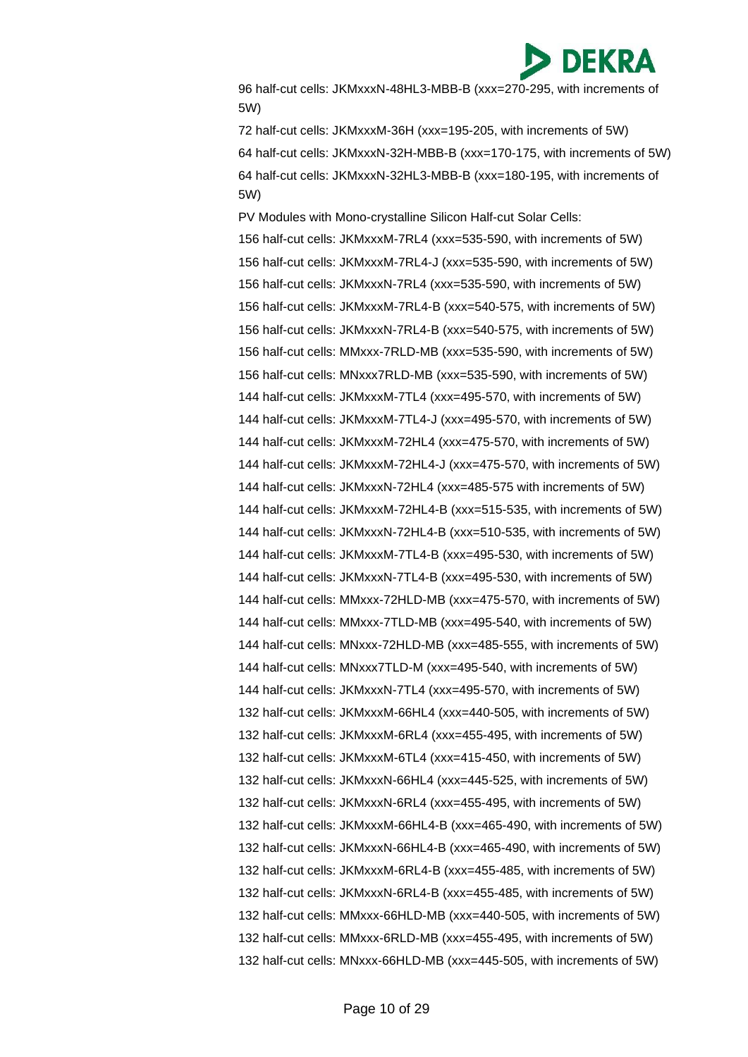96 half-cut cells: JKMxxxN-48HL3-MBB-B (xxx=270-295, with increments of 5W)

72 half-cut cells: JKMxxxM-36H (xxx=195-205, with increments of 5W)

64 half-cut cells: JKMxxxN-32H-MBB-B (xxx=170-175, with increments of 5W)

64 half-cut cells: JKMxxxN-32HL3-MBB-B (xxx=180-195, with increments of 5W)

PV Modules with Mono-crystalline Silicon Half-cut Solar Cells:

156 half-cut cells: JKMxxxM-7RL4 (xxx=535-590, with increments of 5W)

156 half-cut cells: JKMxxxM-7RL4-J (xxx=535-590, with increments of 5W)

156 half-cut cells: JKMxxxN-7RL4 (xxx=535-590, with increments of 5W)

156 half-cut cells: JKMxxxM-7RL4-B (xxx=540-575, with increments of 5W)

156 half-cut cells: JKMxxxN-7RL4-B (xxx=540-575, with increments of 5W)

156 half-cut cells: MMxxx-7RLD-MB (xxx=535-590, with increments of 5W)

156 half-cut cells: MNxxx7RLD-MB (xxx=535-590, with increments of 5W)

144 half-cut cells: JKMxxxM-7TL4 (xxx=495-570, with increments of 5W)

144 half-cut cells: JKMxxxM-7TL4-J (xxx=495-570, with increments of 5W)

144 half-cut cells: JKMxxxM-72HL4 (xxx=475-570, with increments of 5W)

144 half-cut cells: JKMxxxM-72HL4-J (xxx=475-570, with increments of 5W)

144 half-cut cells: JKMxxxN-72HL4 (xxx=485-575 with increments of 5W)

144 half-cut cells: JKMxxxM-72HL4-B (xxx=515-535, with increments of 5W)

144 half-cut cells: JKMxxxN-72HL4-B (xxx=510-535, with increments of 5W)

144 half-cut cells: JKMxxxM-7TL4-B (xxx=495-530, with increments of 5W)

144 half-cut cells: JKMxxxN-7TL4-B (xxx=495-530, with increments of 5W)

144 half-cut cells: MMxxx-72HLD-MB (xxx=475-570, with increments of 5W)

144 half-cut cells: MMxxx-7TLD-MB (xxx=495-540, with increments of 5W)

144 half-cut cells: MNxxx-72HLD-MB (xxx=485-555, with increments of 5W)

144 half-cut cells: MNxxx7TLD-M (xxx=495-540, with increments of 5W)

144 half-cut cells: JKMxxxN-7TL4 (xxx=495-570, with increments of 5W)

132 half-cut cells: JKMxxxM-66HL4 (xxx=440-505, with increments of 5W)

132 half-cut cells: JKMxxxM-6RL4 (xxx=455-495, with increments of 5W)

132 half-cut cells: JKMxxxM-6TL4 (xxx=415-450, with increments of 5W)

132 half-cut cells: JKMxxxN-66HL4 (xxx=445-525, with increments of 5W)

132 half-cut cells: JKMxxxN-6RL4 (xxx=455-495, with increments of 5W)

132 half-cut cells: JKMxxxM-66HL4-B (xxx=465-490, with increments of 5W)

132 half-cut cells: JKMxxxN-66HL4-B (xxx=465-490, with increments of 5W)

132 half-cut cells: JKMxxxM-6RL4-B (xxx=455-485, with increments of 5W)

132 half-cut cells: JKMxxxN-6RL4-B (xxx=455-485, with increments of 5W)

132 half-cut cells: MMxxx-66HLD-MB (xxx=440-505, with increments of 5W)

132 half-cut cells: MMxxx-6RLD-MB (xxx=455-495, with increments of 5W)

132 half-cut cells: MNxxx-66HLD-MB (xxx=445-505, with increments of 5W)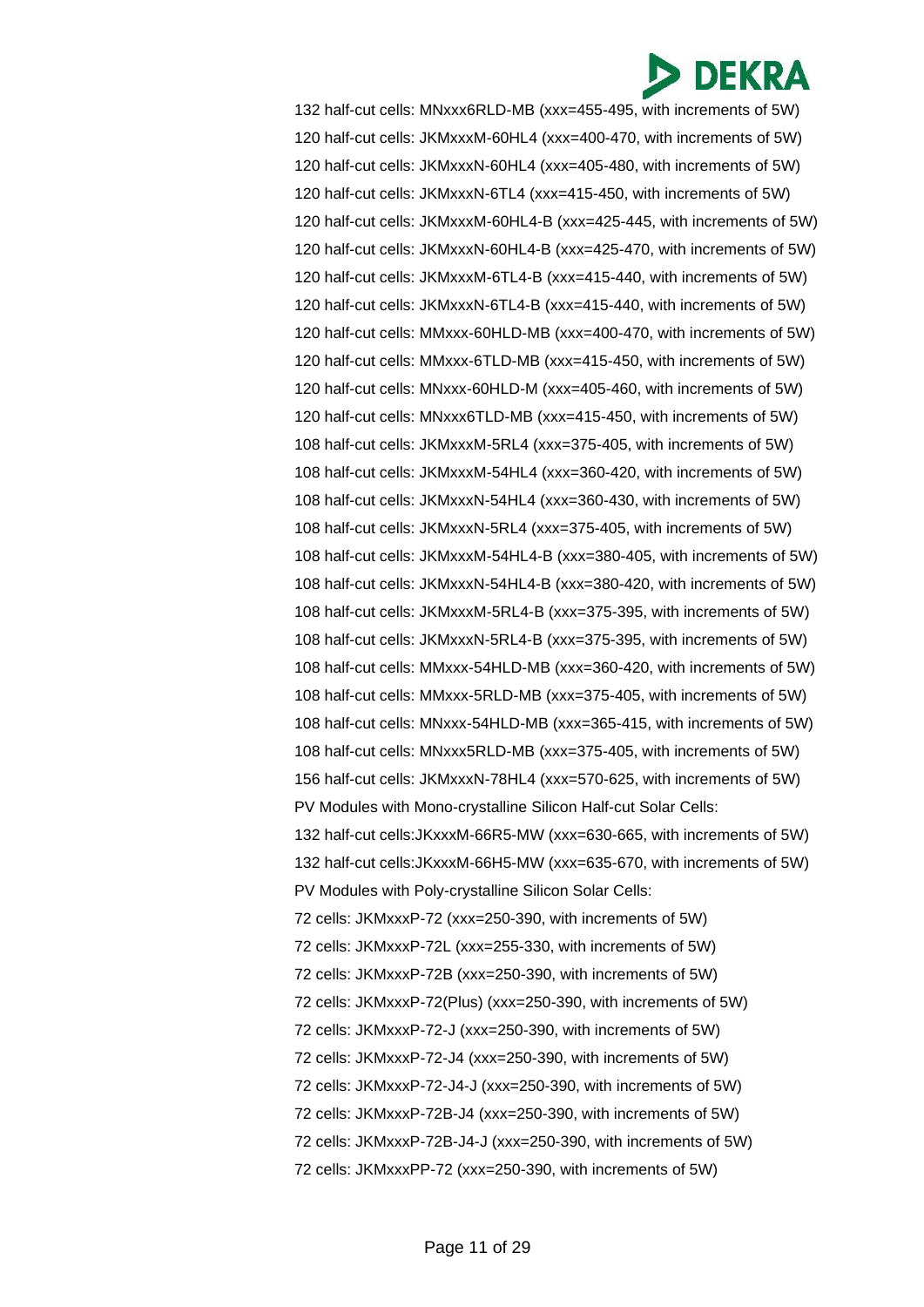132 half-cut cells: MNxxx6RLD-MB (xxx=455-495, with increments of 5W)

120 half-cut cells: JKMxxxM-60HL4 (xxx=400-470, with increments of 5W)

120 half-cut cells: JKMxxxN-60HL4 (xxx=405-480, with increments of 5W)

120 half-cut cells: JKMxxxN-6TL4 (xxx=415-450, with increments of 5W)

120 half-cut cells: JKMxxxM-60HL4-B (xxx=425-445, with increments of 5W)

120 half-cut cells: JKMxxxN-60HL4-B (xxx=425-470, with increments of 5W)

120 half-cut cells: JKMxxxM-6TL4-B (xxx=415-440, with increments of 5W)

120 half-cut cells: JKMxxxN-6TL4-B (xxx=415-440, with increments of 5W)

120 half-cut cells: MMxxx-60HLD-MB (xxx=400-470, with increments of 5W)

120 half-cut cells: MMxxx-6TLD-MB (xxx=415-450, with increments of 5W)

120 half-cut cells: MNxxx-60HLD-M (xxx=405-460, with increments of 5W)

120 half-cut cells: MNxxx6TLD-MB (xxx=415-450, with increments of 5W)

108 half-cut cells: JKMxxxM-5RL4 (xxx=375-405, with increments of 5W)

108 half-cut cells: JKMxxxM-54HL4 (xxx=360-420, with increments of 5W)

108 half-cut cells: JKMxxxN-54HL4 (xxx=360-430, with increments of 5W)

108 half-cut cells: JKMxxxN-5RL4 (xxx=375-405, with increments of 5W)

108 half-cut cells: JKMxxxM-54HL4-B (xxx=380-405, with increments of 5W)

108 half-cut cells: JKMxxxN-54HL4-B (xxx=380-420, with increments of 5W)

108 half-cut cells: JKMxxxM-5RL4-B (xxx=375-395, with increments of 5W)

108 half-cut cells: JKMxxxN-5RL4-B (xxx=375-395, with increments of 5W)

108 half-cut cells: MMxxx-54HLD-MB (xxx=360-420, with increments of 5W)

108 half-cut cells: MMxxx-5RLD-MB (xxx=375-405, with increments of 5W)

108 half-cut cells: MNxxx-54HLD-MB (xxx=365-415, with increments of 5W)

108 half-cut cells: MNxxx5RLD-MB (xxx=375-405, with increments of 5W)

156 half-cut cells: JKMxxxN-78HL4 (xxx=570-625, with increments of 5W)

PV Modules with Mono-crystalline Silicon Half-cut Solar Cells:

132 half-cut cells:JKxxxM-66R5-MW (xxx=630-665, with increments of 5W)

132 half-cut cells:JKxxxM-66H5-MW (xxx=635-670, with increments of 5W)

PV Modules with Poly-crystalline Silicon Solar Cells:

72 cells: JKMxxxP-72 (xxx=250-390, with increments of 5W)

72 cells: JKMxxxP-72L (xxx=255-330, with increments of 5W)

72 cells: JKMxxxP-72B (xxx=250-390, with increments of 5W)

72 cells: JKMxxxP-72(Plus) (xxx=250-390, with increments of 5W)

72 cells: JKMxxxP-72-J (xxx=250-390, with increments of 5W)

72 cells: JKMxxxP-72-J4 (xxx=250-390, with increments of 5W)

72 cells: JKMxxxP-72-J4-J (xxx=250-390, with increments of 5W)

72 cells: JKMxxxP-72B-J4 (xxx=250-390, with increments of 5W)

72 cells: JKMxxxP-72B-J4-J (xxx=250-390, with increments of 5W)

72 cells: JKMxxxPP-72 (xxx=250-390, with increments of 5W)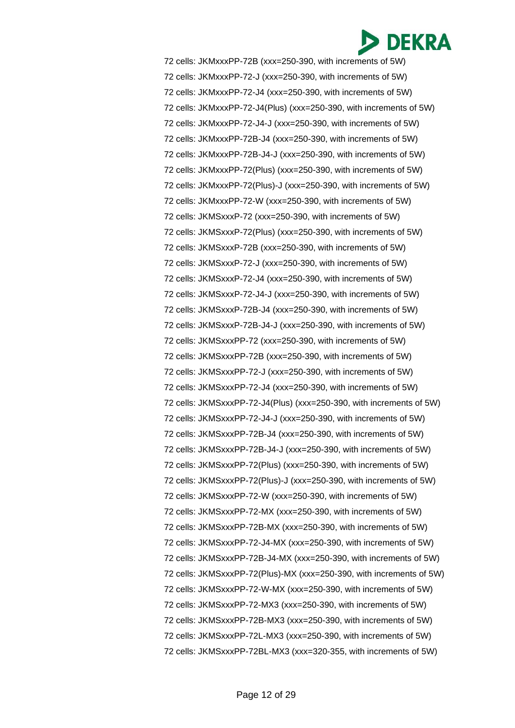72 cells: JKMxxxPP-72B (xxx=250-390, with increments of 5W)
72 cells: JKMxxxPP-72-J (xxx=250-390, with increments of 5W)
72 cells: JKMxxxPP-72-J4 (xxx=250-390, with increments of 5W)
72 cells: JKMxxxPP-72-J4(Plus) (xxx=250-390, with increments of 5W)
72 cells: JKMxxxPP-72-J4-J (xxx=250-390, with increments of 5W)
72 cells: JKMxxxPP-72B-J4 (xxx=250-390, with increments of 5W)
72 cells: JKMxxxPP-72B-J4-J (xxx=250-390, with increments of 5W)
72 cells: JKMxxxPP-72(Plus) (xxx=250-390, with increments of 5W)
72 cells: JKMxxxPP-72(Plus)-J (xxx=250-390, with increments of 5W)
72 cells: JKMxxxPP-72-W (xxx=250-390, with increments of 5W)
72 cells: JKMSxxxP-72 (xxx=250-390, with increments of 5W)
72 cells: JKMSxxxP-72(Plus) (xxx=250-390, with increments of 5W)
72 cells: JKMSxxxP-72B (xxx=250-390, with increments of 5W)
72 cells: JKMSxxxP-72-J (xxx=250-390, with increments of 5W)
72 cells: JKMSxxxP-72-J4 (xxx=250-390, with increments of 5W)
72 cells: JKMSxxxP-72-J4-J (xxx=250-390, with increments of 5W)
72 cells: JKMSxxxP-72B-J4 (xxx=250-390, with increments of 5W)
72 cells: JKMSxxxP-72B-J4-J (xxx=250-390, with increments of 5W)
72 cells: JKMSxxxPP-72 (xxx=250-390, with increments of 5W)
72 cells: JKMSxxxPP-72B (xxx=250-390, with increments of 5W)
72 cells: JKMSxxxPP-72-J (xxx=250-390, with increments of 5W)
72 cells: JKMSxxxPP-72-J4 (xxx=250-390, with increments of 5W)
72 cells: JKMSxxxPP-72-J4(Plus) (xxx=250-390, with increments of 5W)
72 cells: JKMSxxxPP-72-J4-J (xxx=250-390, with increments of 5W)
72 cells: JKMSxxxPP-72B-J4 (xxx=250-390, with increments of 5W)
72 cells: JKMSxxxPP-72B-J4-J (xxx=250-390, with increments of 5W)
72 cells: JKMSxxxPP-72(Plus) (xxx=250-390, with increments of 5W)
72 cells: JKMSxxxPP-72(Plus)-J (xxx=250-390, with increments of 5W)
72 cells: JKMSxxxPP-72-W (xxx=250-390, with increments of 5W)
72 cells: JKMSxxxPP-72-MX (xxx=250-390, with increments of 5W)
72 cells: JKMSxxxPP-72B-MX (xxx=250-390, with increments of 5W)
72 cells: JKMSxxxPP-72-J4-MX (xxx=250-390, with increments of 5W)
72 cells: JKMSxxxPP-72B-J4-MX (xxx=250-390, with increments of 5W)
72 cells: JKMSxxxPP-72(Plus)-MX (xxx=250-390, with increments of 5W)
72 cells: JKMSxxxPP-72-W-MX (xxx=250-390, with increments of 5W)
72 cells: JKMSxxxPP-72-MX3 (xxx=250-390, with increments of 5W)
72 cells: JKMSxxxPP-72B-MX3 (xxx=250-390, with increments of 5W)
72 cells: JKMSxxxPP-72L-MX3 (xxx=250-390, with increments of 5W)
72 cells: JKMSxxxPP-72BL-MX3 (xxx=320-355, with increments of 5W)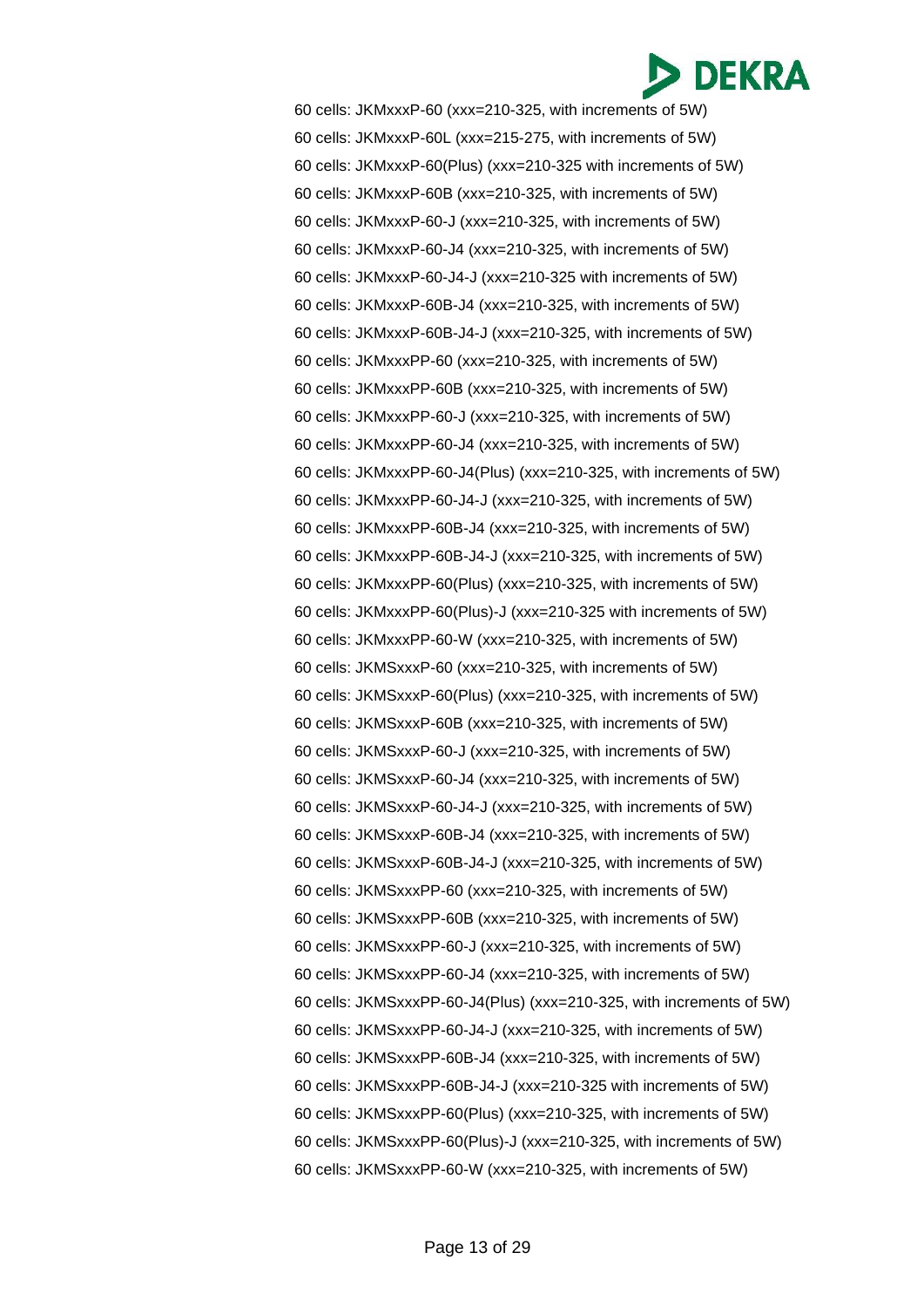60 cells: JKMxxxP-60 (xxx=210-325, with increments of 5W)

60 cells: JKMxxxP-60L (xxx=215-275, with increments of 5W)

60 cells: JKMxxxP-60(Plus) (xxx=210-325 with increments of 5W)

60 cells: JKMxxxP-60B (xxx=210-325, with increments of 5W)

60 cells: JKMxxxP-60-J (xxx=210-325, with increments of 5W)

60 cells: JKMxxxP-60-J4 (xxx=210-325, with increments of 5W)

60 cells: JKMxxxP-60-J4-J (xxx=210-325 with increments of 5W)

60 cells: JKMxxxP-60B-J4 (xxx=210-325, with increments of 5W)

60 cells: JKMxxxP-60B-J4-J (xxx=210-325, with increments of 5W)

60 cells: JKMxxxPP-60 (xxx=210-325, with increments of 5W)

60 cells: JKMxxxPP-60B (xxx=210-325, with increments of 5W)

60 cells: JKMxxxPP-60-J (xxx=210-325, with increments of 5W)

60 cells: JKMxxxPP-60-J4 (xxx=210-325, with increments of 5W)

60 cells: JKMxxxPP-60-J4(Plus) (xxx=210-325, with increments of 5W)

60 cells: JKMxxxPP-60-J4-J (xxx=210-325, with increments of 5W)

60 cells: JKMxxxPP-60B-J4 (xxx=210-325, with increments of 5W)

60 cells: JKMxxxPP-60B-J4-J (xxx=210-325, with increments of 5W)

60 cells: JKMxxxPP-60(Plus) (xxx=210-325, with increments of 5W)

60 cells: JKMxxxPP-60(Plus)-J (xxx=210-325 with increments of 5W)

60 cells: JKMxxxPP-60-W (xxx=210-325, with increments of 5W)

60 cells: JKMSxxxP-60 (xxx=210-325, with increments of 5W)

60 cells: JKMSxxxP-60(Plus) (xxx=210-325, with increments of 5W)

60 cells: JKMSxxxP-60B (xxx=210-325, with increments of 5W)

60 cells: JKMSxxxP-60-J (xxx=210-325, with increments of 5W)

60 cells: JKMSxxxP-60-J4 (xxx=210-325, with increments of 5W)

60 cells: JKMSxxxP-60-J4-J (xxx=210-325, with increments of 5W)

60 cells: JKMSxxxP-60B-J4 (xxx=210-325, with increments of 5W)

60 cells: JKMSxxxP-60B-J4-J (xxx=210-325, with increments of 5W)

60 cells: JKMSxxxPP-60 (xxx=210-325, with increments of 5W)

60 cells: JKMSxxxPP-60B (xxx=210-325, with increments of 5W)

60 cells: JKMSxxxPP-60-J (xxx=210-325, with increments of 5W)

60 cells: JKMSxxxPP-60-J4 (xxx=210-325, with increments of 5W)

60 cells: JKMSxxxPP-60-J4(Plus) (xxx=210-325, with increments of 5W)

60 cells: JKMSxxxPP-60-J4-J (xxx=210-325, with increments of 5W)

60 cells: JKMSxxxPP-60B-J4 (xxx=210-325, with increments of 5W)

60 cells: JKMSxxxPP-60B-J4-J (xxx=210-325 with increments of 5W)

60 cells: JKMSxxxPP-60(Plus) (xxx=210-325, with increments of 5W)

60 cells: JKMSxxxPP-60(Plus)-J (xxx=210-325, with increments of 5W)

60 cells: JKMSxxxPP-60-W (xxx=210-325, with increments of 5W)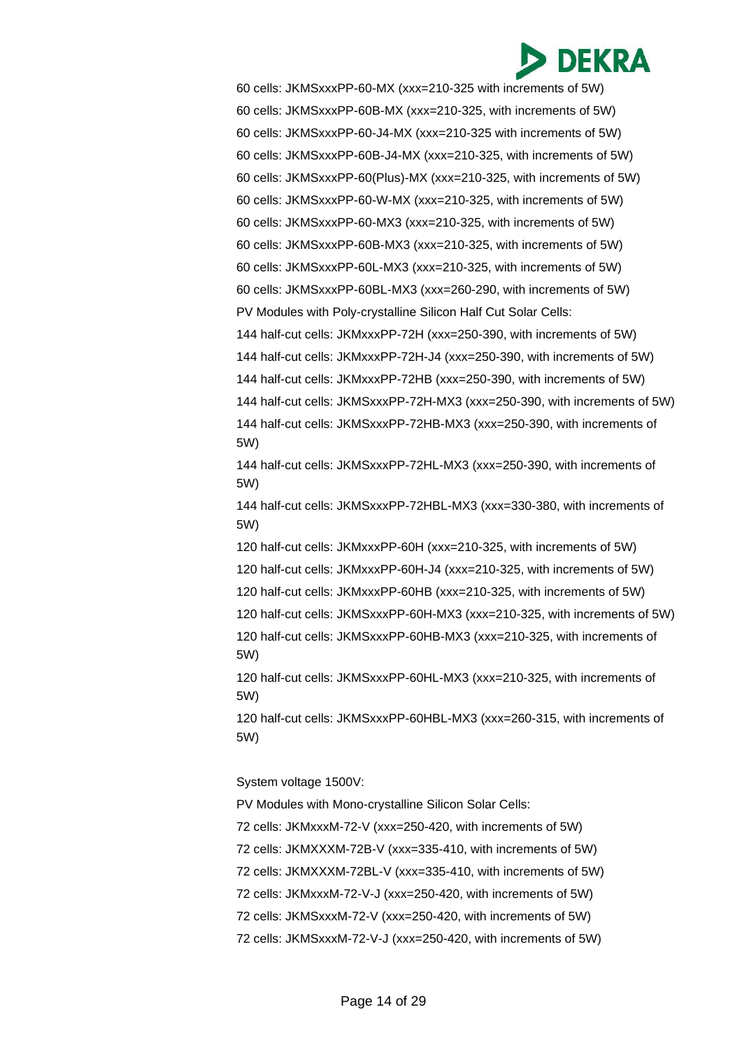60 cells: JKMSxxxPP-60-MX (xxx=210-325 with increments of 5W)

60 cells: JKMSxxxPP-60B-MX (xxx=210-325, with increments of 5W)

60 cells: JKMSxxxPP-60-J4-MX (xxx=210-325 with increments of 5W)

60 cells: JKMSxxxPP-60B-J4-MX (xxx=210-325, with increments of 5W)

60 cells: JKMSxxxPP-60(Plus)-MX (xxx=210-325, with increments of 5W)

60 cells: JKMSxxxPP-60-W-MX (xxx=210-325, with increments of 5W)

60 cells: JKMSxxxPP-60-MX3 (xxx=210-325, with increments of 5W)

60 cells: JKMSxxxPP-60B-MX3 (xxx=210-325, with increments of 5W)

60 cells: JKMSxxxPP-60L-MX3 (xxx=210-325, with increments of 5W)

60 cells: JKMSxxxPP-60BL-MX3 (xxx=260-290, with increments of 5W)

PV Modules with Poly-crystalline Silicon Half Cut Solar Cells:

144 half-cut cells: JKMxxxPP-72H (xxx=250-390, with increments of 5W)

144 half-cut cells: JKMxxxPP-72H-J4 (xxx=250-390, with increments of 5W)

144 half-cut cells: JKMxxxPP-72HB (xxx=250-390, with increments of 5W)

144 half-cut cells: JKMSxxxPP-72H-MX3 (xxx=250-390, with increments of 5W)

144 half-cut cells: JKMSxxxPP-72HB-MX3 (xxx=250-390, with increments of 5W)

144 half-cut cells: JKMSxxxPP-72HL-MX3 (xxx=250-390, with increments of 5W)

144 half-cut cells: JKMSxxxPP-72HBL-MX3 (xxx=330-380, with increments of 5W)

120 half-cut cells: JKMxxxPP-60H (xxx=210-325, with increments of 5W)

120 half-cut cells: JKMxxxPP-60H-J4 (xxx=210-325, with increments of 5W)

120 half-cut cells: JKMxxxPP-60HB (xxx=210-325, with increments of 5W)

120 half-cut cells: JKMSxxxPP-60H-MX3 (xxx=210-325, with increments of 5W)

120 half-cut cells: JKMSxxxPP-60HB-MX3 (xxx=210-325, with increments of 5W)

120 half-cut cells: JKMSxxxPP-60HL-MX3 (xxx=210-325, with increments of 5W)

120 half-cut cells: JKMSxxxPP-60HBL-MX3 (xxx=260-315, with increments of 5W)

System voltage 1500V:

PV Modules with Mono-crystalline Silicon Solar Cells:

72 cells: JKMxxxM-72-V (xxx=250-420, with increments of 5W)

72 cells: JKMXXXM-72B-V (xxx=335-410, with increments of 5W)

72 cells: JKMXXXM-72BL-V (xxx=335-410, with increments of 5W)

72 cells: JKMxxxM-72-V-J (xxx=250-420, with increments of 5W)

72 cells: JKMSxxxM-72-V (xxx=250-420, with increments of 5W)

72 cells: JKMSxxxM-72-V-J (xxx=250-420, with increments of 5W)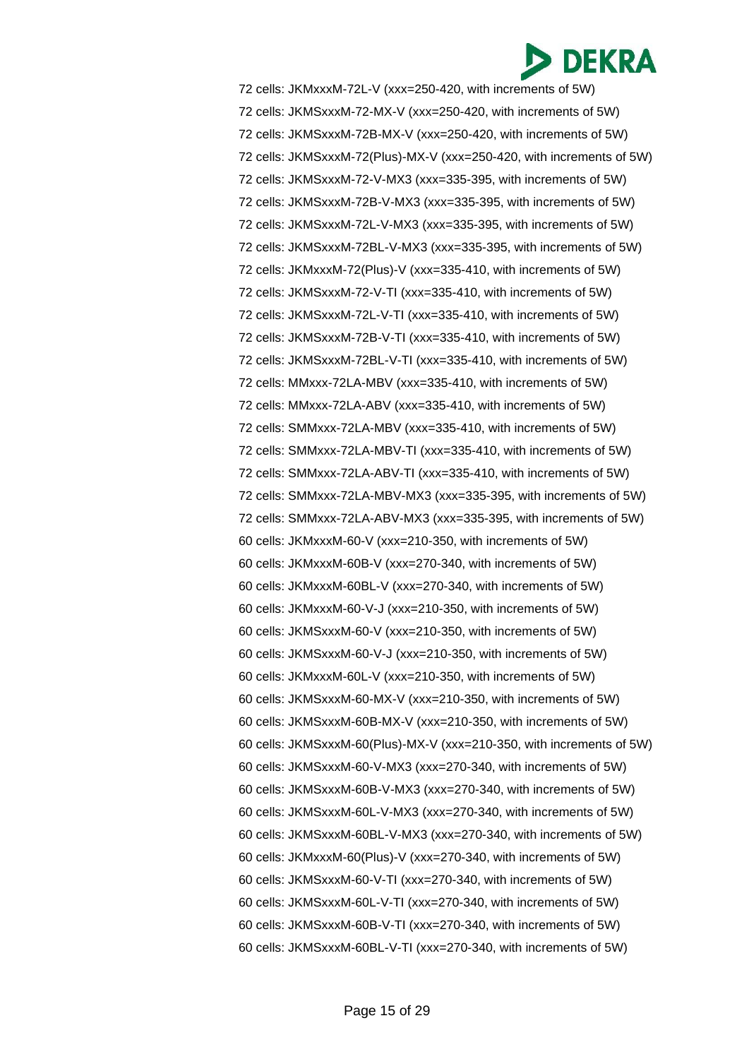72 cells: JKMxxxM-72L-V (xxx=250-420, with increments of 5W)

72 cells: JKMSxxxM-72-MX-V (xxx=250-420, with increments of 5W)

72 cells: JKMSxxxM-72B-MX-V (xxx=250-420, with increments of 5W)

72 cells: JKMSxxxM-72(Plus)-MX-V (xxx=250-420, with increments of 5W)

72 cells: JKMSxxxM-72-V-MX3 (xxx=335-395, with increments of 5W)

72 cells: JKMSxxxM-72B-V-MX3 (xxx=335-395, with increments of 5W)

72 cells: JKMSxxxM-72L-V-MX3 (xxx=335-395, with increments of 5W)

72 cells: JKMSxxxM-72BL-V-MX3 (xxx=335-395, with increments of 5W)

72 cells: JKMxxxM-72(Plus)-V (xxx=335-410, with increments of 5W)

72 cells: JKMSxxxM-72-V-TI (xxx=335-410, with increments of 5W)

72 cells: JKMSxxxM-72L-V-TI (xxx=335-410, with increments of 5W)

72 cells: JKMSxxxM-72B-V-TI (xxx=335-410, with increments of 5W)

72 cells: JKMSxxxM-72BL-V-TI (xxx=335-410, with increments of 5W)

72 cells: MMxxx-72LA-MBV (xxx=335-410, with increments of 5W)

72 cells: MMxxx-72LA-ABV (xxx=335-410, with increments of 5W)

72 cells: SMMxxx-72LA-MBV (xxx=335-410, with increments of 5W)

72 cells: SMMxxx-72LA-MBV-TI (xxx=335-410, with increments of 5W)

72 cells: SMMxxx-72LA-ABV-TI (xxx=335-410, with increments of 5W)

72 cells: SMMxxx-72LA-MBV-MX3 (xxx=335-395, with increments of 5W)

72 cells: SMMxxx-72LA-ABV-MX3 (xxx=335-395, with increments of 5W)

60 cells: JKMxxxM-60-V (xxx=210-350, with increments of 5W)

60 cells: JKMxxxM-60B-V (xxx=270-340, with increments of 5W)

60 cells: JKMxxxM-60BL-V (xxx=270-340, with increments of 5W)

60 cells: JKMxxxM-60-V-J (xxx=210-350, with increments of 5W)

60 cells: JKMSxxxM-60-V (xxx=210-350, with increments of 5W)

60 cells: JKMSxxxM-60-V-J (xxx=210-350, with increments of 5W)

60 cells: JKMxxxM-60L-V (xxx=210-350, with increments of 5W)

60 cells: JKMSxxxM-60-MX-V (xxx=210-350, with increments of 5W)

60 cells: JKMSxxxM-60B-MX-V (xxx=210-350, with increments of 5W)

60 cells: JKMSxxxM-60(Plus)-MX-V (xxx=210-350, with increments of 5W)

60 cells: JKMSxxxM-60-V-MX3 (xxx=270-340, with increments of 5W)

60 cells: JKMSxxxM-60B-V-MX3 (xxx=270-340, with increments of 5W)

60 cells: JKMSxxxM-60L-V-MX3 (xxx=270-340, with increments of 5W)

60 cells: JKMSxxxM-60BL-V-MX3 (xxx=270-340, with increments of 5W)

60 cells: JKMxxxM-60(Plus)-V (xxx=270-340, with increments of 5W)

60 cells: JKMSxxxM-60-V-TI (xxx=270-340, with increments of 5W)

60 cells: JKMSxxxM-60L-V-TI (xxx=270-340, with increments of 5W)

60 cells: JKMSxxxM-60B-V-TI (xxx=270-340, with increments of 5W)

60 cells: JKMSxxxM-60BL-V-TI (xxx=270-340, with increments of 5W)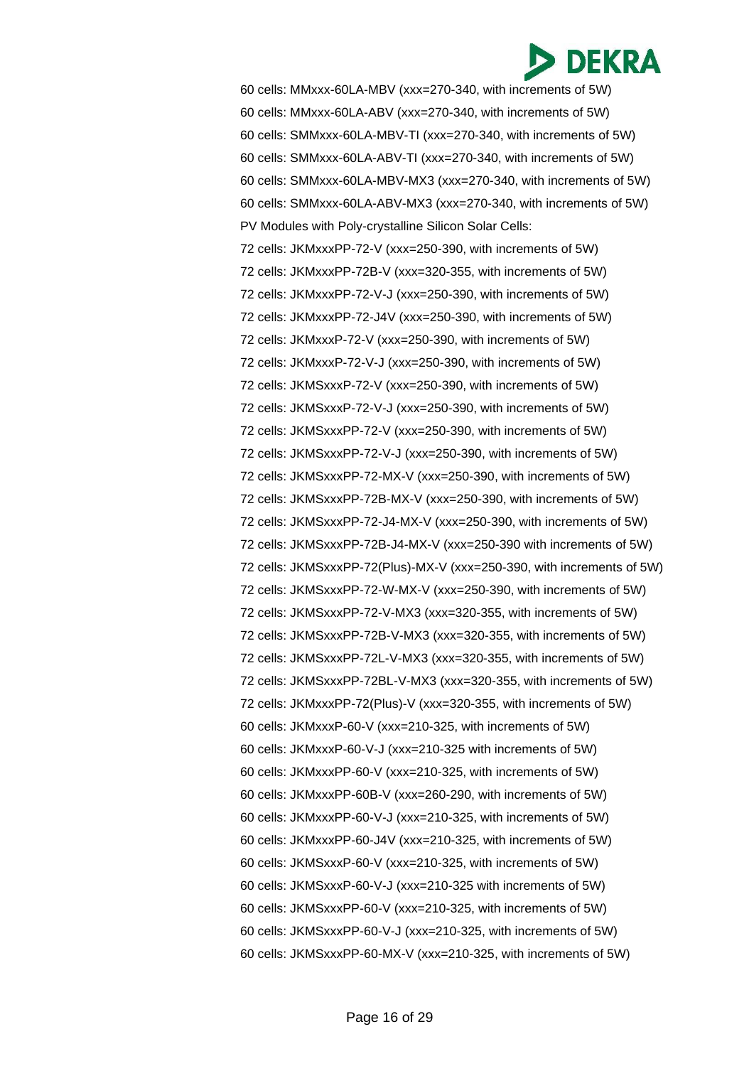60 cells: MMxxx-60LA-MBV (xxx=270-340, with increments of 5W)

60 cells: MMxxx-60LA-ABV (xxx=270-340, with increments of 5W)

60 cells: SMMxxx-60LA-MBV-TI (xxx=270-340, with increments of 5W)

60 cells: SMMxxx-60LA-ABV-TI (xxx=270-340, with increments of 5W)

60 cells: SMMxxx-60LA-MBV-MX3 (xxx=270-340, with increments of 5W)

60 cells: SMMxxx-60LA-ABV-MX3 (xxx=270-340, with increments of 5W)

PV Modules with Poly-crystalline Silicon Solar Cells:

72 cells: JKMxxxPP-72-V (xxx=250-390, with increments of 5W)

72 cells: JKMxxxPP-72B-V (xxx=320-355, with increments of 5W)

72 cells: JKMxxxPP-72-V-J (xxx=250-390, with increments of 5W)

72 cells: JKMxxxPP-72-J4V (xxx=250-390, with increments of 5W)

72 cells: JKMxxxP-72-V (xxx=250-390, with increments of 5W)

72 cells: JKMxxxP-72-V-J (xxx=250-390, with increments of 5W)

72 cells: JKMSxxxP-72-V (xxx=250-390, with increments of 5W)

72 cells: JKMSxxxP-72-V-J (xxx=250-390, with increments of 5W)

72 cells: JKMSxxxPP-72-V (xxx=250-390, with increments of 5W)

72 cells: JKMSxxxPP-72-V-J (xxx=250-390, with increments of 5W)

72 cells: JKMSxxxPP-72-MX-V (xxx=250-390, with increments of 5W)

72 cells: JKMSxxxPP-72B-MX-V (xxx=250-390, with increments of 5W)

72 cells: JKMSxxxPP-72-J4-MX-V (xxx=250-390, with increments of 5W)

72 cells: JKMSxxxPP-72B-J4-MX-V (xxx=250-390 with increments of 5W)

72 cells: JKMSxxxPP-72(Plus)-MX-V (xxx=250-390, with increments of 5W)

72 cells: JKMSxxxPP-72-W-MX-V (xxx=250-390, with increments of 5W)

72 cells: JKMSxxxPP-72-V-MX3 (xxx=320-355, with increments of 5W)

72 cells: JKMSxxxPP-72B-V-MX3 (xxx=320-355, with increments of 5W)

72 cells: JKMSxxxPP-72L-V-MX3 (xxx=320-355, with increments of 5W)

72 cells: JKMSxxxPP-72BL-V-MX3 (xxx=320-355, with increments of 5W)

72 cells: JKMxxxPP-72(Plus)-V (xxx=320-355, with increments of 5W)

60 cells: JKMxxxP-60-V (xxx=210-325, with increments of 5W)

60 cells: JKMxxxP-60-V-J (xxx=210-325 with increments of 5W)

60 cells: JKMxxxPP-60-V (xxx=210-325, with increments of 5W)

60 cells: JKMxxxPP-60B-V (xxx=260-290, with increments of 5W)

60 cells: JKMxxxPP-60-V-J (xxx=210-325, with increments of 5W)

60 cells: JKMxxxPP-60-J4V (xxx=210-325, with increments of 5W)

60 cells: JKMSxxxP-60-V (xxx=210-325, with increments of 5W)

60 cells: JKMSxxxP-60-V-J (xxx=210-325 with increments of 5W)

60 cells: JKMSxxxPP-60-V (xxx=210-325, with increments of 5W)

60 cells: JKMSxxxPP-60-V-J (xxx=210-325, with increments of 5W)

60 cells: JKMSxxxPP-60-MX-V (xxx=210-325, with increments of 5W)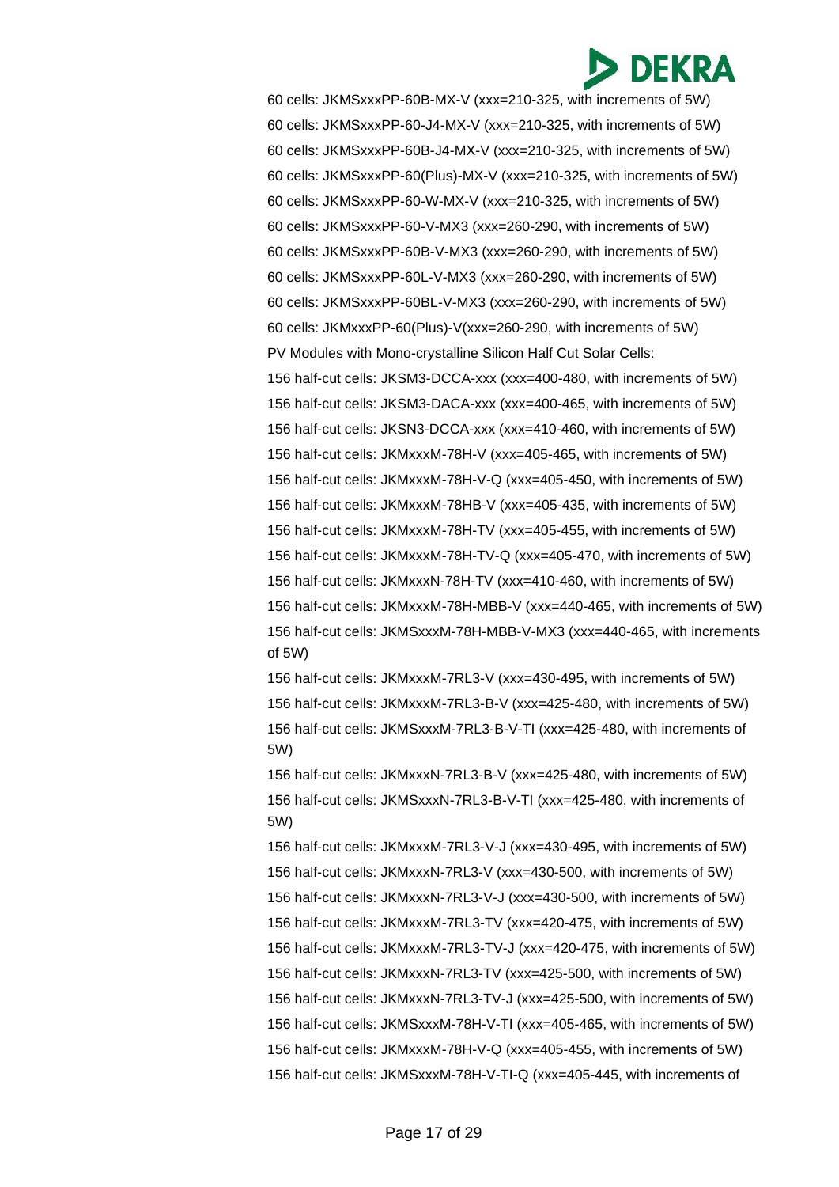60 cells: JKMSxxxPP-60B-MX-V (xxx=210-325, with increments of 5W)

60 cells: JKMSxxxPP-60-J4-MX-V (xxx=210-325, with increments of 5W)

60 cells: JKMSxxxPP-60B-J4-MX-V (xxx=210-325, with increments of 5W)

60 cells: JKMSxxxPP-60(Plus)-MX-V (xxx=210-325, with increments of 5W)

60 cells: JKMSxxxPP-60-W-MX-V (xxx=210-325, with increments of 5W)

60 cells: JKMSxxxPP-60-V-MX3 (xxx=260-290, with increments of 5W)

60 cells: JKMSxxxPP-60B-V-MX3 (xxx=260-290, with increments of 5W)

60 cells: JKMSxxxPP-60L-V-MX3 (xxx=260-290, with increments of 5W)

60 cells: JKMSxxxPP-60BL-V-MX3 (xxx=260-290, with increments of 5W)

60 cells: JKMxxxPP-60(Plus)-V(xxx=260-290, with increments of 5W)

PV Modules with Mono-crystalline Silicon Half Cut Solar Cells:

156 half-cut cells: JKSM3-DCCA-xxx (xxx=400-480, with increments of 5W)

156 half-cut cells: JKSM3-DACA-xxx (xxx=400-465, with increments of 5W)

156 half-cut cells: JKSN3-DCCA-xxx (xxx=410-460, with increments of 5W)

156 half-cut cells: JKMxxxM-78H-V (xxx=405-465, with increments of 5W)

156 half-cut cells: JKMxxxM-78H-V-Q (xxx=405-450, with increments of 5W)

156 half-cut cells: JKMxxxM-78HB-V (xxx=405-435, with increments of 5W)

156 half-cut cells: JKMxxxM-78H-TV (xxx=405-455, with increments of 5W)

156 half-cut cells: JKMxxxM-78H-TV-Q (xxx=405-470, with increments of 5W)

156 half-cut cells: JKMxxxN-78H-TV (xxx=410-460, with increments of 5W)

156 half-cut cells: JKMxxxM-78H-MBB-V (xxx=440-465, with increments of 5W)

156 half-cut cells: JKMSxxxM-78H-MBB-V-MX3 (xxx=440-465, with increments of 5W)

156 half-cut cells: JKMxxxM-7RL3-V (xxx=430-495, with increments of 5W)

156 half-cut cells: JKMxxxM-7RL3-B-V (xxx=425-480, with increments of 5W)

156 half-cut cells: JKMSxxxM-7RL3-B-V-TI (xxx=425-480, with increments of 5W)

156 half-cut cells: JKMxxxN-7RL3-B-V (xxx=425-480, with increments of 5W)

156 half-cut cells: JKMSxxxN-7RL3-B-V-TI (xxx=425-480, with increments of 5W)

156 half-cut cells: JKMxxxM-7RL3-V-J (xxx=430-495, with increments of 5W)

156 half-cut cells: JKMxxxN-7RL3-V (xxx=430-500, with increments of 5W)

156 half-cut cells: JKMxxxN-7RL3-V-J (xxx=430-500, with increments of 5W)

156 half-cut cells: JKMxxxM-7RL3-TV (xxx=420-475, with increments of 5W)

156 half-cut cells: JKMxxxM-7RL3-TV-J (xxx=420-475, with increments of 5W)

156 half-cut cells: JKMxxxN-7RL3-TV (xxx=425-500, with increments of 5W)

156 half-cut cells: JKMxxxN-7RL3-TV-J (xxx=425-500, with increments of 5W)

156 half-cut cells: JKMSxxxM-78H-V-TI (xxx=405-465, with increments of 5W)

156 half-cut cells: JKMxxxM-78H-V-Q (xxx=405-455, with increments of 5W)

156 half-cut cells: JKMSxxxM-78H-V-TI-Q (xxx=405-445, with increments of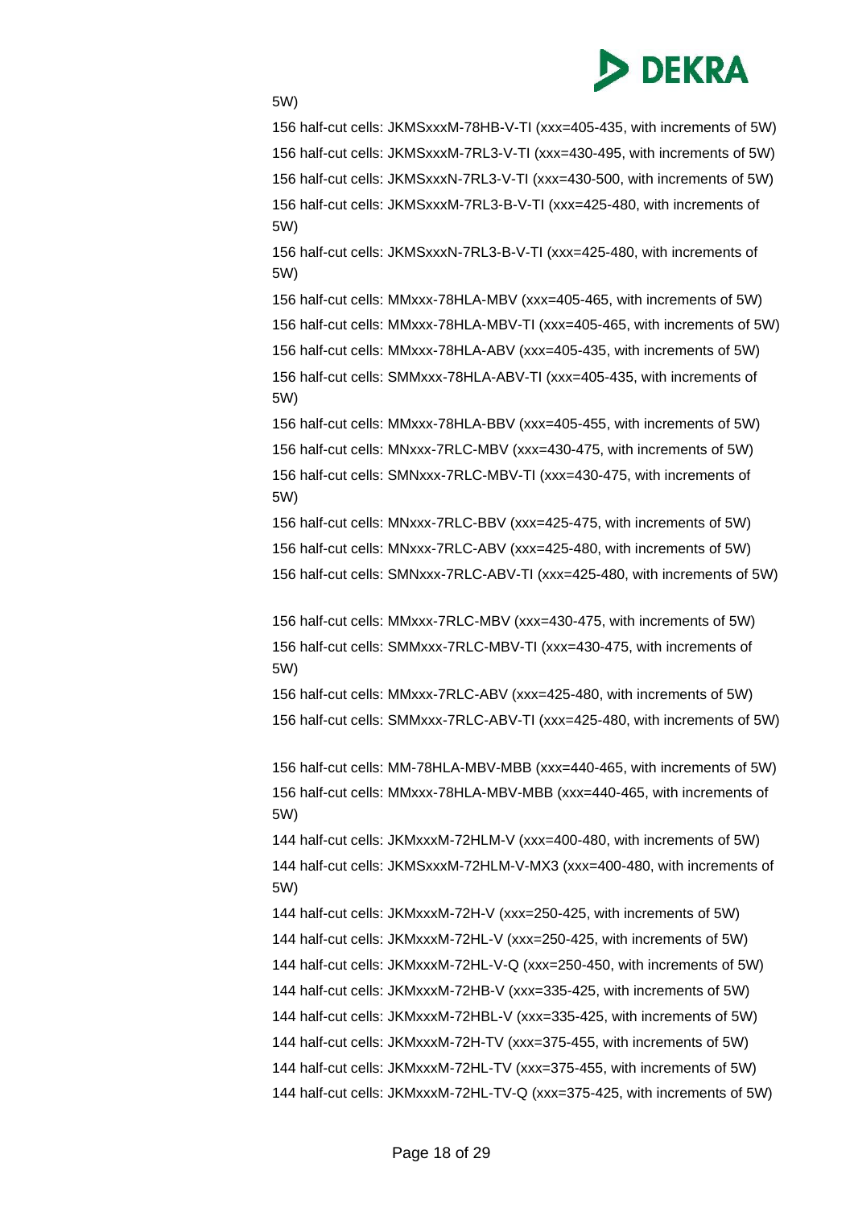5W)

156 half-cut cells: JKMSxxxM-78HB-V-TI (xxx=405-435, with increments of 5W)

156 half-cut cells: JKMSxxxM-7RL3-V-TI (xxx=430-495, with increments of 5W)

156 half-cut cells: JKMSxxxN-7RL3-V-TI (xxx=430-500, with increments of 5W)

156 half-cut cells: JKMSxxxM-7RL3-B-V-TI (xxx=425-480, with increments of 5W)

156 half-cut cells: JKMSxxxN-7RL3-B-V-TI (xxx=425-480, with increments of 5W)

156 half-cut cells: MMxxx-78HLA-MBV (xxx=405-465, with increments of 5W)

156 half-cut cells: MMxxx-78HLA-MBV-TI (xxx=405-465, with increments of 5W)

156 half-cut cells: MMxxx-78HLA-ABV (xxx=405-435, with increments of 5W)

156 half-cut cells: SMMxxx-78HLA-ABV-TI (xxx=405-435, with increments of 5W)

156 half-cut cells: MMxxx-78HLA-BBV (xxx=405-455, with increments of 5W)

156 half-cut cells: MNxxx-7RLC-MBV (xxx=430-475, with increments of 5W)

156 half-cut cells: SMNxxx-7RLC-MBV-TI (xxx=430-475, with increments of 5W)

156 half-cut cells: MNxxx-7RLC-BBV (xxx=425-475, with increments of 5W)

156 half-cut cells: MNxxx-7RLC-ABV (xxx=425-480, with increments of 5W)

156 half-cut cells: SMNxxx-7RLC-ABV-TI (xxx=425-480, with increments of 5W)

156 half-cut cells: MMxxx-7RLC-MBV (xxx=430-475, with increments of 5W)

156 half-cut cells: SMMxxx-7RLC-MBV-TI (xxx=430-475, with increments of 5W)

156 half-cut cells: MMxxx-7RLC-ABV (xxx=425-480, with increments of 5W)

156 half-cut cells: SMMxxx-7RLC-ABV-TI (xxx=425-480, with increments of 5W)

156 half-cut cells: MM-78HLA-MBV-MBB (xxx=440-465, with increments of 5W)

156 half-cut cells: MMxxx-78HLA-MBV-MBB (xxx=440-465, with increments of 5W)

144 half-cut cells: JKMxxxM-72HLM-V (xxx=400-480, with increments of 5W)

144 half-cut cells: JKMSxxxM-72HLM-V-MX3 (xxx=400-480, with increments of 5W)

144 half-cut cells: JKMxxxM-72H-V (xxx=250-425, with increments of 5W)

144 half-cut cells: JKMxxxM-72HL-V (xxx=250-425, with increments of 5W)

144 half-cut cells: JKMxxxM-72HL-V-Q (xxx=250-450, with increments of 5W)

144 half-cut cells: JKMxxxM-72HB-V (xxx=335-425, with increments of 5W)

144 half-cut cells: JKMxxxM-72HBL-V (xxx=335-425, with increments of 5W)

144 half-cut cells: JKMxxxM-72H-TV (xxx=375-455, with increments of 5W)

144 half-cut cells: JKMxxxM-72HL-TV (xxx=375-455, with increments of 5W)

144 half-cut cells: JKMxxxM-72HL-TV-Q (xxx=375-425, with increments of 5W)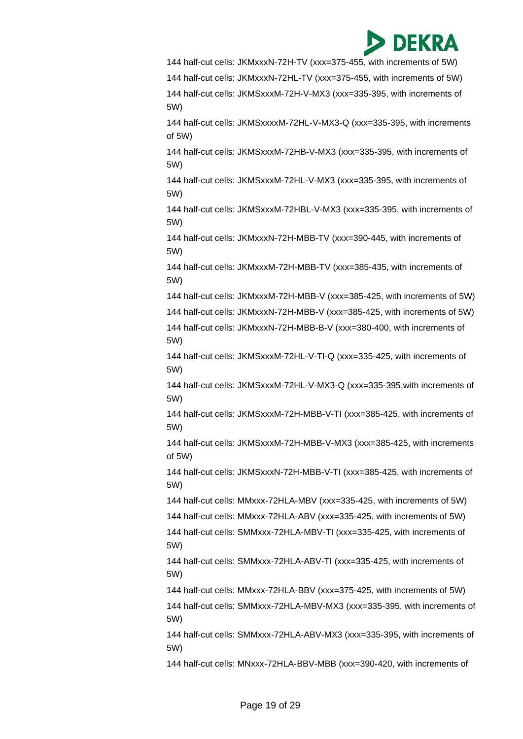144 half-cut cells: JKMxxxN-72H-TV (xxx=375-455, with increments of 5W)

144 half-cut cells: JKMxxxN-72HL-TV (xxx=375-455, with increments of 5W)

144 half-cut cells: JKMSxxxM-72H-V-MX3 (xxx=335-395, with increments of 5W)

144 half-cut cells: JKMSxxxxM-72HL-V-MX3-Q (xxx=335-395, with increments of 5W)

144 half-cut cells: JKMSxxxM-72HB-V-MX3 (xxx=335-395, with increments of 5W)

144 half-cut cells: JKMSxxxM-72HL-V-MX3 (xxx=335-395, with increments of 5W)

144 half-cut cells: JKMSxxxM-72HBL-V-MX3 (xxx=335-395, with increments of 5W)

144 half-cut cells: JKMxxxN-72H-MBB-TV (xxx=390-445, with increments of 5W)

144 half-cut cells: JKMxxxM-72H-MBB-TV (xxx=385-435, with increments of 5W)

144 half-cut cells: JKMxxxM-72H-MBB-V (xxx=385-425, with increments of 5W)

144 half-cut cells: JKMxxxN-72H-MBB-V (xxx=385-425, with increments of 5W)

144 half-cut cells: JKMxxxN-72H-MBB-B-V (xxx=380-400, with increments of 5W)

144 half-cut cells: JKMSxxxM-72HL-V-TI-Q (xxx=335-425, with increments of 5W)

144 half-cut cells: JKMSxxxM-72HL-V-MX3-Q (xxx=335-395,with increments of 5W)

144 half-cut cells: JKMSxxxM-72H-MBB-V-TI (xxx=385-425, with increments of 5W)

144 half-cut cells: JKMSxxxM-72H-MBB-V-MX3 (xxx=385-425, with increments of 5W)

144 half-cut cells: JKMSxxxN-72H-MBB-V-TI (xxx=385-425, with increments of 5W)

144 half-cut cells: MMxxx-72HLA-MBV (xxx=335-425, with increments of 5W)

144 half-cut cells: MMxxx-72HLA-ABV (xxx=335-425, with increments of 5W)

144 half-cut cells: SMMxxx-72HLA-MBV-TI (xxx=335-425, with increments of 5W)

144 half-cut cells: SMMxxx-72HLA-ABV-TI (xxx=335-425, with increments of 5W)

144 half-cut cells: MMxxx-72HLA-BBV (xxx=375-425, with increments of 5W)

144 half-cut cells: SMMxxx-72HLA-MBV-MX3 (xxx=335-395, with increments of 5W)

144 half-cut cells: SMMxxx-72HLA-ABV-MX3 (xxx=335-395, with increments of 5W)

144 half-cut cells: MNxxx-72HLA-BBV-MBB (xxx=390-420, with increments of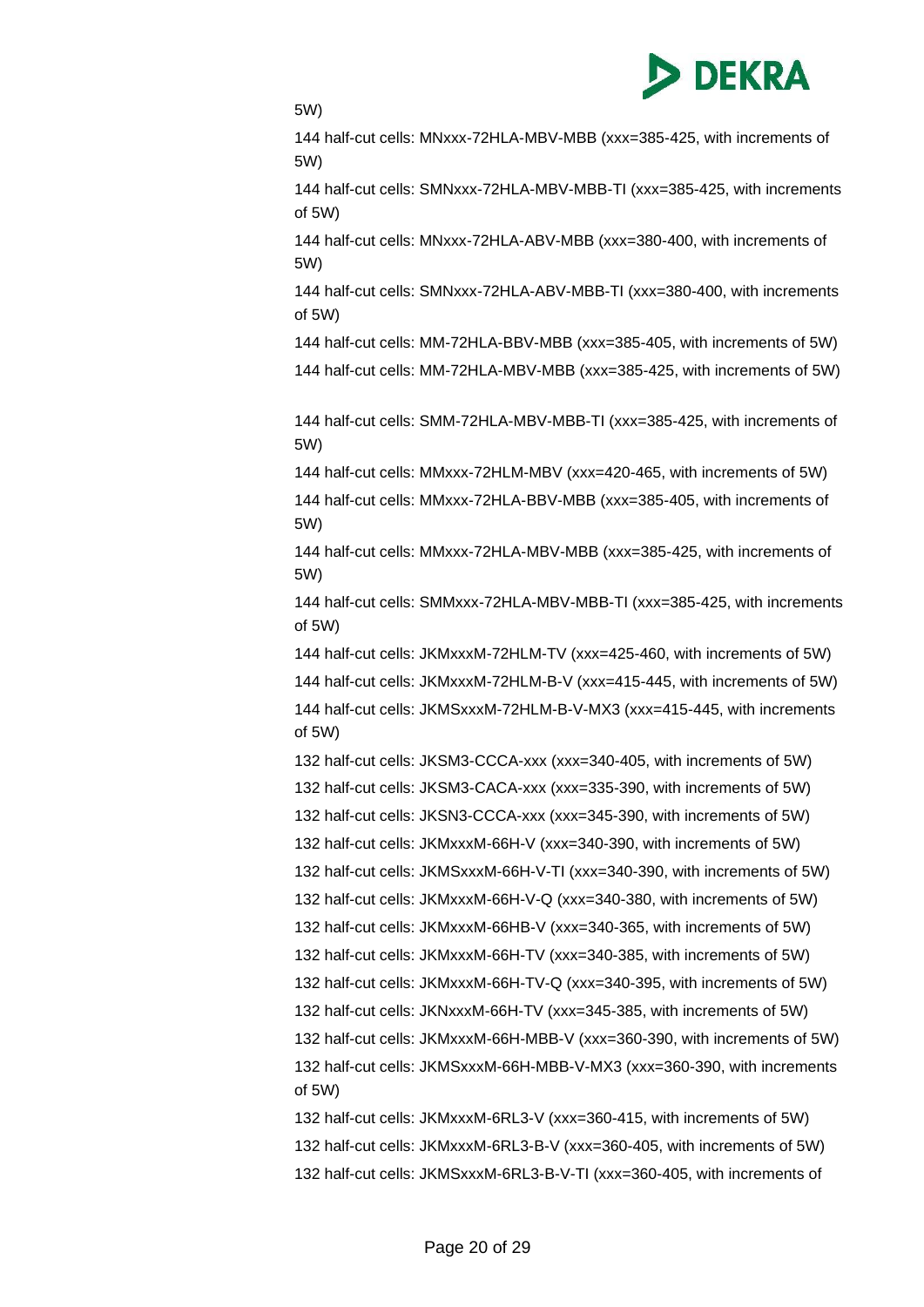5W)

144 half-cut cells: MNxxx-72HLA-MBV-MBB (xxx=385-425, with increments of 5W)

144 half-cut cells: SMNxxx-72HLA-MBV-MBB-TI (xxx=385-425, with increments of 5W)

144 half-cut cells: MNxxx-72HLA-ABV-MBB (xxx=380-400, with increments of 5W)

144 half-cut cells: SMNxxx-72HLA-ABV-MBB-TI (xxx=380-400, with increments of 5W)

144 half-cut cells: MM-72HLA-BBV-MBB (xxx=385-405, with increments of 5W)

144 half-cut cells: MM-72HLA-MBV-MBB (xxx=385-425, with increments of 5W)

144 half-cut cells: SMM-72HLA-MBV-MBB-TI (xxx=385-425, with increments of 5W)

144 half-cut cells: MMxxx-72HLM-MBV (xxx=420-465, with increments of 5W)

144 half-cut cells: MMxxx-72HLA-BBV-MBB (xxx=385-405, with increments of 5W)

144 half-cut cells: MMxxx-72HLA-MBV-MBB (xxx=385-425, with increments of 5W)

144 half-cut cells: SMMxxx-72HLA-MBV-MBB-TI (xxx=385-425, with increments of 5W)

144 half-cut cells: JKMxxxM-72HLM-TV (xxx=425-460, with increments of 5W)

144 half-cut cells: JKMxxxM-72HLM-B-V (xxx=415-445, with increments of 5W)

144 half-cut cells: JKMSxxxM-72HLM-B-V-MX3 (xxx=415-445, with increments of 5W)

132 half-cut cells: JKSM3-CCCA-xxx (xxx=340-405, with increments of 5W)

132 half-cut cells: JKSM3-CACA-xxx (xxx=335-390, with increments of 5W)

132 half-cut cells: JKSN3-CCCA-xxx (xxx=345-390, with increments of 5W)

132 half-cut cells: JKMxxxM-66H-V (xxx=340-390, with increments of 5W)

132 half-cut cells: JKMSxxxM-66H-V-TI (xxx=340-390, with increments of 5W)

132 half-cut cells: JKMxxxM-66H-V-Q (xxx=340-380, with increments of 5W)

132 half-cut cells: JKMxxxM-66HB-V (xxx=340-365, with increments of 5W)

132 half-cut cells: JKMxxxM-66H-TV (xxx=340-385, with increments of 5W)

132 half-cut cells: JKMxxxM-66H-TV-Q (xxx=340-395, with increments of 5W)

132 half-cut cells: JKNxxxM-66H-TV (xxx=345-385, with increments of 5W)

132 half-cut cells: JKMxxxM-66H-MBB-V (xxx=360-390, with increments of 5W)

132 half-cut cells: JKMSxxxM-66H-MBB-V-MX3 (xxx=360-390, with increments of 5W)

132 half-cut cells: JKMxxxM-6RL3-V (xxx=360-415, with increments of 5W)

132 half-cut cells: JKMxxxM-6RL3-B-V (xxx=360-405, with increments of 5W)

132 half-cut cells: JKMSxxxM-6RL3-B-V-TI (xxx=360-405, with increments of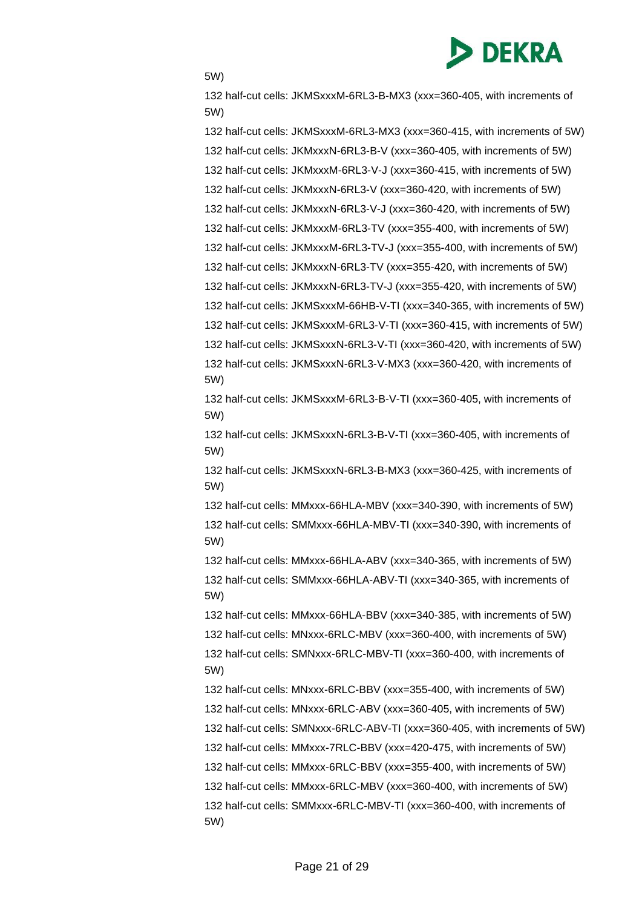5W)

132 half-cut cells: JKMSxxxM-6RL3-B-MX3 (xxx=360-405, with increments of 5W)

132 half-cut cells: JKMSxxxM-6RL3-MX3 (xxx=360-415, with increments of 5W)

132 half-cut cells: JKMxxxN-6RL3-B-V (xxx=360-405, with increments of 5W)

132 half-cut cells: JKMxxxM-6RL3-V-J (xxx=360-415, with increments of 5W)

132 half-cut cells: JKMxxxN-6RL3-V (xxx=360-420, with increments of 5W)

132 half-cut cells: JKMxxxN-6RL3-V-J (xxx=360-420, with increments of 5W)

132 half-cut cells: JKMxxxM-6RL3-TV (xxx=355-400, with increments of 5W)

132 half-cut cells: JKMxxxM-6RL3-TV-J (xxx=355-400, with increments of 5W)

132 half-cut cells: JKMxxxN-6RL3-TV (xxx=355-420, with increments of 5W)

132 half-cut cells: JKMxxxN-6RL3-TV-J (xxx=355-420, with increments of 5W)

132 half-cut cells: JKMSxxxM-66HB-V-TI (xxx=340-365, with increments of 5W)

132 half-cut cells: JKMSxxxM-6RL3-V-TI (xxx=360-415, with increments of 5W)

132 half-cut cells: JKMSxxxN-6RL3-V-TI (xxx=360-420, with increments of 5W)

132 half-cut cells: JKMSxxxN-6RL3-V-MX3 (xxx=360-420, with increments of 5W)

132 half-cut cells: JKMSxxxM-6RL3-B-V-TI (xxx=360-405, with increments of 5W)

132 half-cut cells: JKMSxxxN-6RL3-B-V-TI (xxx=360-405, with increments of 5W)

132 half-cut cells: JKMSxxxN-6RL3-B-MX3 (xxx=360-425, with increments of 5W)

132 half-cut cells: MMxxx-66HLA-MBV (xxx=340-390, with increments of 5W)

132 half-cut cells: SMMxxx-66HLA-MBV-TI (xxx=340-390, with increments of 5W)

132 half-cut cells: MMxxx-66HLA-ABV (xxx=340-365, with increments of 5W)

132 half-cut cells: SMMxxx-66HLA-ABV-TI (xxx=340-365, with increments of 5W)

132 half-cut cells: MMxxx-66HLA-BBV (xxx=340-385, with increments of 5W)

132 half-cut cells: MNxxx-6RLC-MBV (xxx=360-400, with increments of 5W)

132 half-cut cells: SMNxxx-6RLC-MBV-TI (xxx=360-400, with increments of 5W)

132 half-cut cells: MNxxx-6RLC-BBV (xxx=355-400, with increments of 5W)

132 half-cut cells: MNxxx-6RLC-ABV (xxx=360-405, with increments of 5W)

132 half-cut cells: SMNxxx-6RLC-ABV-TI (xxx=360-405, with increments of 5W)

132 half-cut cells: MMxxx-7RLC-BBV (xxx=420-475, with increments of 5W)

132 half-cut cells: MMxxx-6RLC-BBV (xxx=355-400, with increments of 5W)

132 half-cut cells: MMxxx-6RLC-MBV (xxx=360-400, with increments of 5W)

132 half-cut cells: SMMxxx-6RLC-MBV-TI (xxx=360-400, with increments of 5W)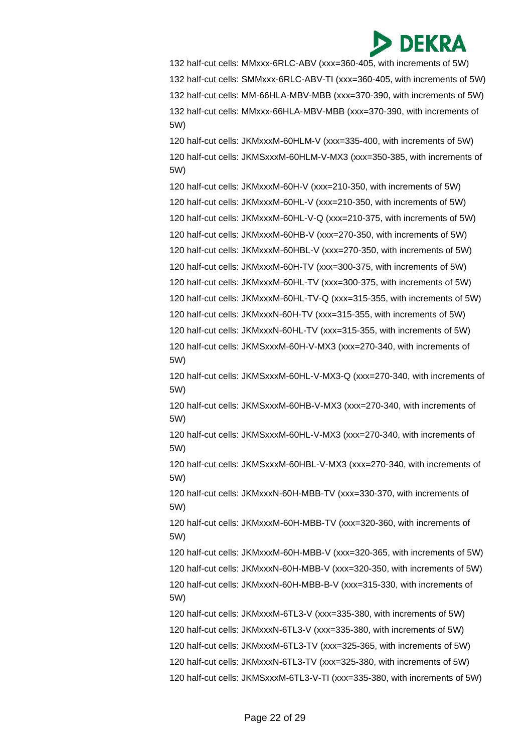132 half-cut cells: MMxxx-6RLC-ABV (xxx=360-405, with increments of 5W)

132 half-cut cells: SMMxxx-6RLC-ABV-TI (xxx=360-405, with increments of 5W)

132 half-cut cells: MM-66HLA-MBV-MBB (xxx=370-390, with increments of 5W)

132 half-cut cells: MMxxx-66HLA-MBV-MBB (xxx=370-390, with increments of 5W)

120 half-cut cells: JKMxxxM-60HLM-V (xxx=335-400, with increments of 5W)

120 half-cut cells: JKMSxxxM-60HLM-V-MX3 (xxx=350-385, with increments of 5W)

120 half-cut cells: JKMxxxM-60H-V (xxx=210-350, with increments of 5W)

120 half-cut cells: JKMxxxM-60HL-V (xxx=210-350, with increments of 5W)

120 half-cut cells: JKMxxxM-60HL-V-Q (xxx=210-375, with increments of 5W)

120 half-cut cells: JKMxxxM-60HB-V (xxx=270-350, with increments of 5W)

120 half-cut cells: JKMxxxM-60HBL-V (xxx=270-350, with increments of 5W)

120 half-cut cells: JKMxxxM-60H-TV (xxx=300-375, with increments of 5W)

120 half-cut cells: JKMxxxM-60HL-TV (xxx=300-375, with increments of 5W)

120 half-cut cells: JKMxxxM-60HL-TV-Q (xxx=315-355, with increments of 5W)

120 half-cut cells: JKMxxxN-60H-TV (xxx=315-355, with increments of 5W)

120 half-cut cells: JKMxxxN-60HL-TV (xxx=315-355, with increments of 5W)

120 half-cut cells: JKMSxxxM-60H-V-MX3 (xxx=270-340, with increments of 5W)

120 half-cut cells: JKMSxxxM-60HL-V-MX3-Q (xxx=270-340, with increments of 5W)

120 half-cut cells: JKMSxxxM-60HB-V-MX3 (xxx=270-340, with increments of 5W)

120 half-cut cells: JKMSxxxM-60HL-V-MX3 (xxx=270-340, with increments of 5W)

120 half-cut cells: JKMSxxxM-60HBL-V-MX3 (xxx=270-340, with increments of 5W)

120 half-cut cells: JKMxxxN-60H-MBB-TV (xxx=330-370, with increments of 5W)

120 half-cut cells: JKMxxxM-60H-MBB-TV (xxx=320-360, with increments of 5W)

120 half-cut cells: JKMxxxM-60H-MBB-V (xxx=320-365, with increments of 5W)

120 half-cut cells: JKMxxxN-60H-MBB-V (xxx=320-350, with increments of 5W)

120 half-cut cells: JKMxxxN-60H-MBB-B-V (xxx=315-330, with increments of 5W)

120 half-cut cells: JKMxxxM-6TL3-V (xxx=335-380, with increments of 5W)

120 half-cut cells: JKMxxxN-6TL3-V (xxx=335-380, with increments of 5W)

120 half-cut cells: JKMxxxM-6TL3-TV (xxx=325-365, with increments of 5W)

120 half-cut cells: JKMxxxN-6TL3-TV (xxx=325-380, with increments of 5W)

120 half-cut cells: JKMSxxxM-6TL3-V-TI (xxx=335-380, with increments of 5W)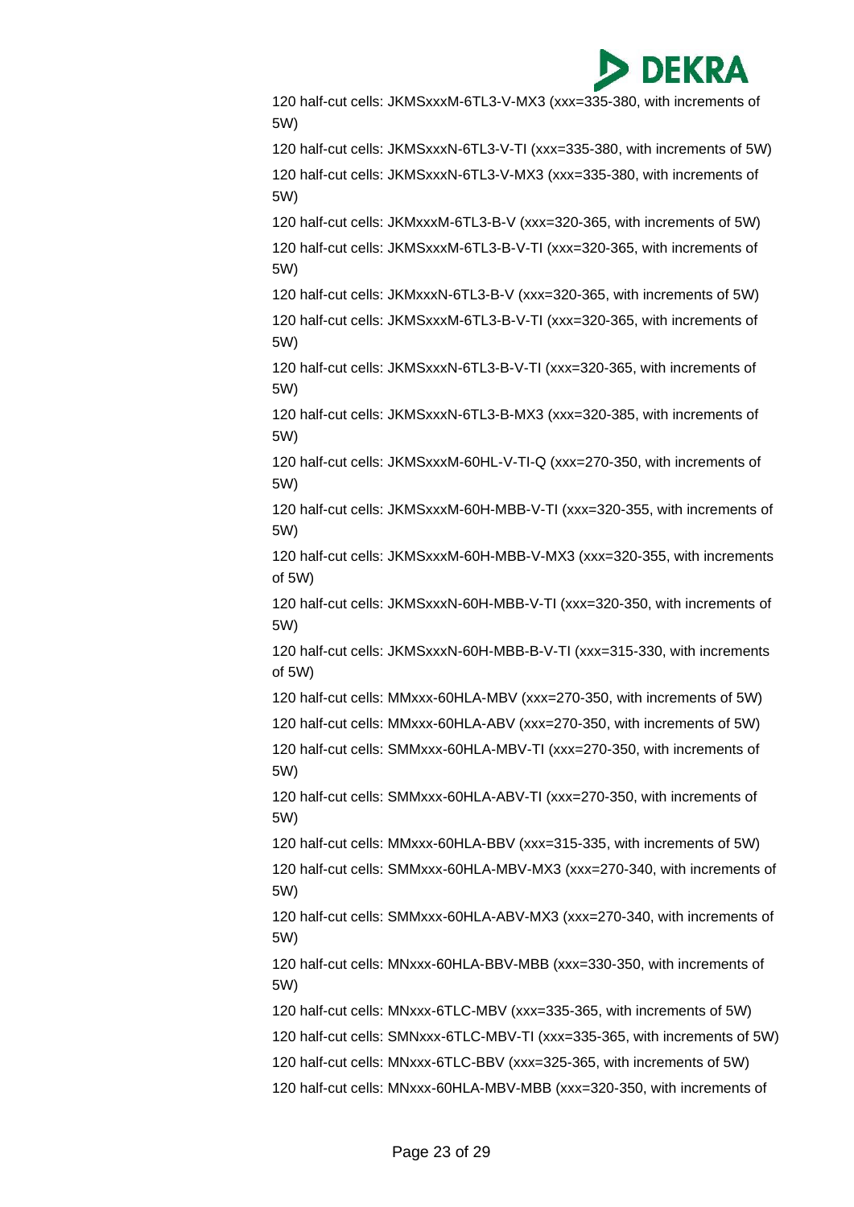120 half-cut cells: JKMSxxxM-6TL3-V-MX3 (xxx=335-380, with increments of 5W)

120 half-cut cells: JKMSxxxN-6TL3-V-TI (xxx=335-380, with increments of 5W)

120 half-cut cells: JKMSxxxN-6TL3-V-MX3 (xxx=335-380, with increments of 5W)

120 half-cut cells: JKMxxxM-6TL3-B-V (xxx=320-365, with increments of 5W)

120 half-cut cells: JKMSxxxM-6TL3-B-V-TI (xxx=320-365, with increments of 5W)

120 half-cut cells: JKMxxxN-6TL3-B-V (xxx=320-365, with increments of 5W)

120 half-cut cells: JKMSxxxM-6TL3-B-V-TI (xxx=320-365, with increments of 5W)

120 half-cut cells: JKMSxxxN-6TL3-B-V-TI (xxx=320-365, with increments of 5W)

120 half-cut cells: JKMSxxxN-6TL3-B-MX3 (xxx=320-385, with increments of 5W)

120 half-cut cells: JKMSxxxM-60HL-V-TI-Q (xxx=270-350, with increments of 5W)

120 half-cut cells: JKMSxxxM-60H-MBB-V-TI (xxx=320-355, with increments of 5W)

120 half-cut cells: JKMSxxxM-60H-MBB-V-MX3 (xxx=320-355, with increments of 5W)

120 half-cut cells: JKMSxxxN-60H-MBB-V-TI (xxx=320-350, with increments of 5W)

120 half-cut cells: JKMSxxxN-60H-MBB-B-V-TI (xxx=315-330, with increments of 5W)

120 half-cut cells: MMxxx-60HLA-MBV (xxx=270-350, with increments of 5W)

120 half-cut cells: MMxxx-60HLA-ABV (xxx=270-350, with increments of 5W)

120 half-cut cells: SMMxxx-60HLA-MBV-TI (xxx=270-350, with increments of 5W)

120 half-cut cells: SMMxxx-60HLA-ABV-TI (xxx=270-350, with increments of 5W)

120 half-cut cells: MMxxx-60HLA-BBV (xxx=315-335, with increments of 5W)

120 half-cut cells: SMMxxx-60HLA-MBV-MX3 (xxx=270-340, with increments of 5W)

120 half-cut cells: SMMxxx-60HLA-ABV-MX3 (xxx=270-340, with increments of 5W)

120 half-cut cells: MNxxx-60HLA-BBV-MBB (xxx=330-350, with increments of 5W)

120 half-cut cells: MNxxx-6TLC-MBV (xxx=335-365, with increments of 5W)

120 half-cut cells: SMNxxx-6TLC-MBV-TI (xxx=335-365, with increments of 5W)

120 half-cut cells: MNxxx-6TLC-BBV (xxx=325-365, with increments of 5W)

120 half-cut cells: MNxxx-60HLA-MBV-MBB (xxx=320-350, with increments of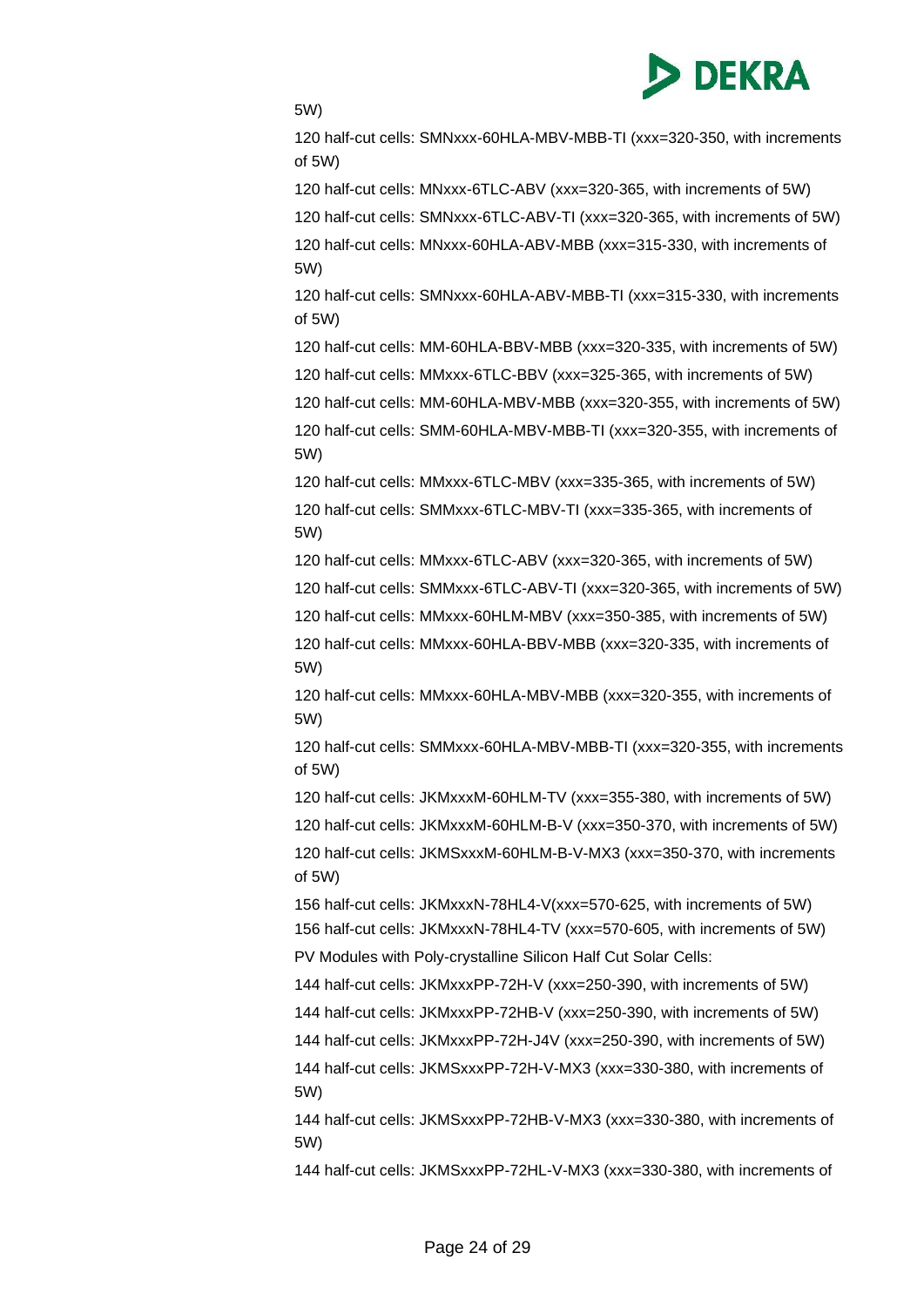5W)

120 half-cut cells: SMNxxx-60HLA-MBV-MBB-TI (xxx=320-350, with increments of 5W)

120 half-cut cells: MNxxx-6TLC-ABV (xxx=320-365, with increments of 5W)

120 half-cut cells: SMNxxx-6TLC-ABV-TI (xxx=320-365, with increments of 5W)

120 half-cut cells: MNxxx-60HLA-ABV-MBB (xxx=315-330, with increments of 5W)

120 half-cut cells: SMNxxx-60HLA-ABV-MBB-TI (xxx=315-330, with increments of 5W)

120 half-cut cells: MM-60HLA-BBV-MBB (xxx=320-335, with increments of 5W)

120 half-cut cells: MMxxx-6TLC-BBV (xxx=325-365, with increments of 5W)

120 half-cut cells: MM-60HLA-MBV-MBB (xxx=320-355, with increments of 5W)

120 half-cut cells: SMM-60HLA-MBV-MBB-TI (xxx=320-355, with increments of 5W)

120 half-cut cells: MMxxx-6TLC-MBV (xxx=335-365, with increments of 5W)

120 half-cut cells: SMMxxx-6TLC-MBV-TI (xxx=335-365, with increments of 5W)

120 half-cut cells: MMxxx-6TLC-ABV (xxx=320-365, with increments of 5W)

120 half-cut cells: SMMxxx-6TLC-ABV-TI (xxx=320-365, with increments of 5W)

120 half-cut cells: MMxxx-60HLM-MBV (xxx=350-385, with increments of 5W)

120 half-cut cells: MMxxx-60HLA-BBV-MBB (xxx=320-335, with increments of 5W)

120 half-cut cells: MMxxx-60HLA-MBV-MBB (xxx=320-355, with increments of 5W)

120 half-cut cells: SMMxxx-60HLA-MBV-MBB-TI (xxx=320-355, with increments of 5W)

120 half-cut cells: JKMxxxM-60HLM-TV (xxx=355-380, with increments of 5W)

120 half-cut cells: JKMxxxM-60HLM-B-V (xxx=350-370, with increments of 5W)

120 half-cut cells: JKMSxxxM-60HLM-B-V-MX3 (xxx=350-370, with increments of 5W)

156 half-cut cells: JKMxxxN-78HL4-V(xxx=570-625, with increments of 5W)

156 half-cut cells: JKMxxxN-78HL4-TV (xxx=570-605, with increments of 5W)

PV Modules with Poly-crystalline Silicon Half Cut Solar Cells:

144 half-cut cells: JKMxxxPP-72H-V (xxx=250-390, with increments of 5W)

144 half-cut cells: JKMxxxPP-72HB-V (xxx=250-390, with increments of 5W)

144 half-cut cells: JKMxxxPP-72H-J4V (xxx=250-390, with increments of 5W)

144 half-cut cells: JKMSxxxPP-72H-V-MX3 (xxx=330-380, with increments of 5W)

144 half-cut cells: JKMSxxxPP-72HB-V-MX3 (xxx=330-380, with increments of 5W)

144 half-cut cells: JKMSxxxPP-72HL-V-MX3 (xxx=330-380, with increments of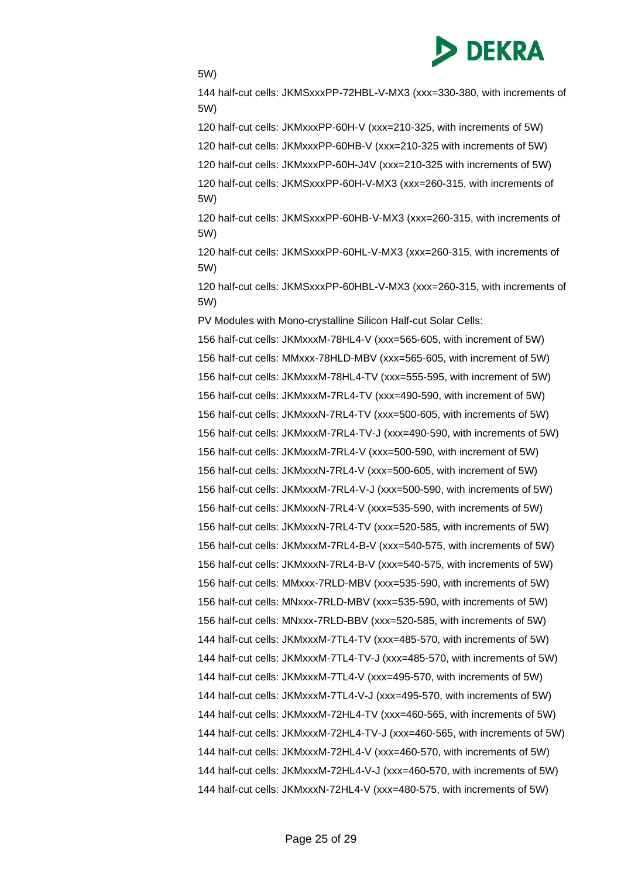5W)

144 half-cut cells: JKMSxxxPP-72HBL-V-MX3 (xxx=330-380, with increments of 5W)

120 half-cut cells: JKMxxxPP-60H-V (xxx=210-325, with increments of 5W)

120 half-cut cells: JKMxxxPP-60HB-V (xxx=210-325 with increments of 5W)

120 half-cut cells: JKMxxxPP-60H-J4V (xxx=210-325 with increments of 5W)

120 half-cut cells: JKMSxxxPP-60H-V-MX3 (xxx=260-315, with increments of 5W)

120 half-cut cells: JKMSxxxPP-60HB-V-MX3 (xxx=260-315, with increments of 5W)

120 half-cut cells: JKMSxxxPP-60HL-V-MX3 (xxx=260-315, with increments of 5W)

120 half-cut cells: JKMSxxxPP-60HBL-V-MX3 (xxx=260-315, with increments of 5W)

PV Modules with Mono-crystalline Silicon Half-cut Solar Cells:

156 half-cut cells: JKMxxxM-78HL4-V (xxx=565-605, with increment of 5W)

156 half-cut cells: MMxxx-78HLD-MBV (xxx=565-605, with increment of 5W)

156 half-cut cells: JKMxxxM-78HL4-TV (xxx=555-595, with increment of 5W)

156 half-cut cells: JKMxxxM-7RL4-TV (xxx=490-590, with increment of 5W)

156 half-cut cells: JKMxxxN-7RL4-TV (xxx=500-605, with increments of 5W)

156 half-cut cells: JKMxxxM-7RL4-TV-J (xxx=490-590, with increments of 5W)

156 half-cut cells: JKMxxxM-7RL4-V (xxx=500-590, with increment of 5W)

156 half-cut cells: JKMxxxN-7RL4-V (xxx=500-605, with increment of 5W)

156 half-cut cells: JKMxxxM-7RL4-V-J (xxx=500-590, with increments of 5W)

156 half-cut cells: JKMxxxN-7RL4-V (xxx=535-590, with increments of 5W)

156 half-cut cells: JKMxxxN-7RL4-TV (xxx=520-585, with increments of 5W)

156 half-cut cells: JKMxxxM-7RL4-B-V (xxx=540-575, with increments of 5W)

156 half-cut cells: JKMxxxN-7RL4-B-V (xxx=540-575, with increments of 5W)

156 half-cut cells: MMxxx-7RLD-MBV (xxx=535-590, with increments of 5W)

156 half-cut cells: MNxxx-7RLD-MBV (xxx=535-590, with increments of 5W)

156 half-cut cells: MNxxx-7RLD-BBV (xxx=520-585, with increments of 5W)

144 half-cut cells: JKMxxxM-7TL4-TV (xxx=485-570, with increments of 5W)

144 half-cut cells: JKMxxxM-7TL4-TV-J (xxx=485-570, with increments of 5W)

144 half-cut cells: JKMxxxM-7TL4-V (xxx=495-570, with increments of 5W)

144 half-cut cells: JKMxxxM-7TL4-V-J (xxx=495-570, with increments of 5W)

144 half-cut cells: JKMxxxM-72HL4-TV (xxx=460-565, with increments of 5W)

144 half-cut cells: JKMxxxM-72HL4-TV-J (xxx=460-565, with increments of 5W)

144 half-cut cells: JKMxxxM-72HL4-V (xxx=460-570, with increments of 5W)

144 half-cut cells: JKMxxxM-72HL4-V-J (xxx=460-570, with increments of 5W)

144 half-cut cells: JKMxxxN-72HL4-V (xxx=480-575, with increments of 5W)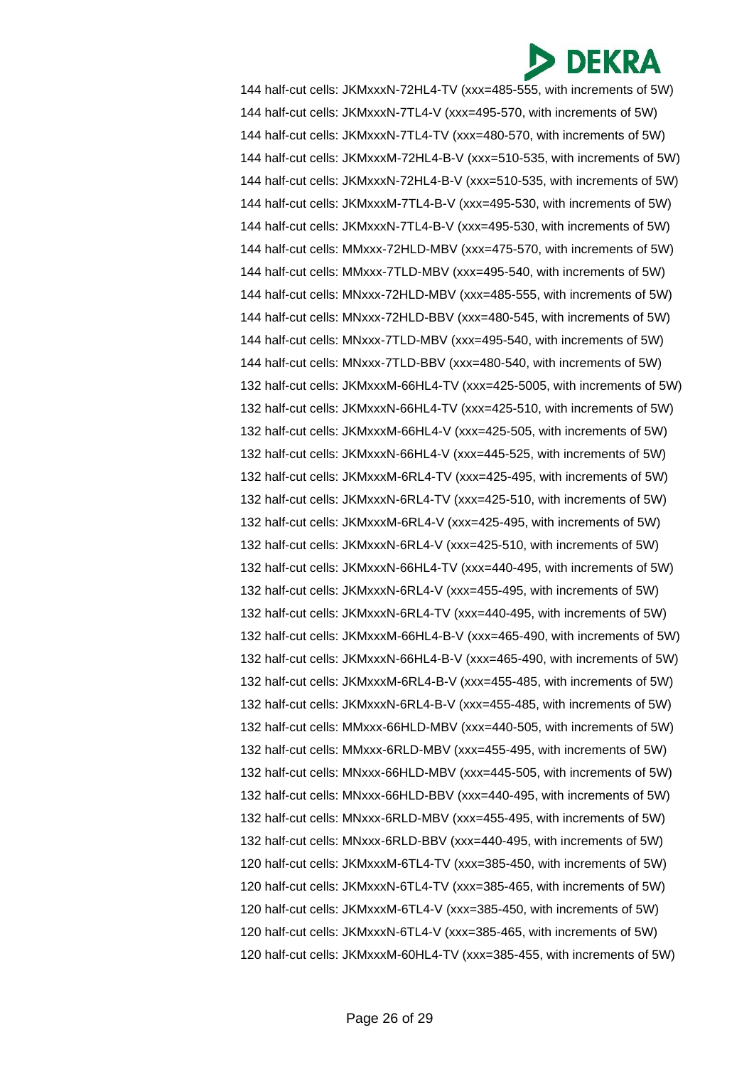144 half-cut cells: JKMxxxN-72HL4-TV (xxx=485-555, with increments of 5W)
144 half-cut cells: JKMxxxN-7TL4-V (xxx=495-570, with increments of 5W)
144 half-cut cells: JKMxxxN-7TL4-TV (xxx=480-570, with increments of 5W)
144 half-cut cells: JKMxxxM-72HL4-B-V (xxx=510-535, with increments of 5W)
144 half-cut cells: JKMxxxN-72HL4-B-V (xxx=510-535, with increments of 5W)
144 half-cut cells: JKMxxxM-7TL4-B-V (xxx=495-530, with increments of 5W)
144 half-cut cells: JKMxxxN-7TL4-B-V (xxx=495-530, with increments of 5W)
144 half-cut cells: MMxxx-72HLD-MBV (xxx=475-570, with increments of 5W)
144 half-cut cells: MMxxx-7TLD-MBV (xxx=495-540, with increments of 5W)
144 half-cut cells: MNxxx-72HLD-MBV (xxx=485-555, with increments of 5W)
144 half-cut cells: MNxxx-72HLD-BBV (xxx=480-545, with increments of 5W)
144 half-cut cells: MNxxx-7TLD-MBV (xxx=495-540, with increments of 5W)
144 half-cut cells: MNxxx-7TLD-BBV (xxx=480-540, with increments of 5W)
132 half-cut cells: JKMxxxM-66HL4-TV (xxx=425-5005, with increments of 5W)
132 half-cut cells: JKMxxxN-66HL4-TV (xxx=425-510, with increments of 5W)
132 half-cut cells: JKMxxxM-66HL4-V (xxx=425-505, with increments of 5W)
132 half-cut cells: JKMxxxN-66HL4-V (xxx=445-525, with increments of 5W)
132 half-cut cells: JKMxxxM-6RL4-TV (xxx=425-495, with increments of 5W)
132 half-cut cells: JKMxxxN-6RL4-TV (xxx=425-510, with increments of 5W)
132 half-cut cells: JKMxxxM-6RL4-V (xxx=425-495, with increments of 5W)
132 half-cut cells: JKMxxxN-6RL4-V (xxx=425-510, with increments of 5W)
132 half-cut cells: JKMxxxN-66HL4-TV (xxx=440-495, with increments of 5W)
132 half-cut cells: JKMxxxN-6RL4-V (xxx=455-495, with increments of 5W)
132 half-cut cells: JKMxxxN-6RL4-TV (xxx=440-495, with increments of 5W)
132 half-cut cells: JKMxxxM-66HL4-B-V (xxx=465-490, with increments of 5W)
132 half-cut cells: JKMxxxN-66HL4-B-V (xxx=465-490, with increments of 5W)
132 half-cut cells: JKMxxxM-6RL4-B-V (xxx=455-485, with increments of 5W)
132 half-cut cells: JKMxxxN-6RL4-B-V (xxx=455-485, with increments of 5W)
132 half-cut cells: MMxxx-66HLD-MBV (xxx=440-505, with increments of 5W)
132 half-cut cells: MMxxx-6RLD-MBV (xxx=455-495, with increments of 5W)
132 half-cut cells: MNxxx-66HLD-MBV (xxx=445-505, with increments of 5W)
132 half-cut cells: MNxxx-66HLD-BBV (xxx=440-495, with increments of 5W)
132 half-cut cells: MNxxx-6RLD-MBV (xxx=455-495, with increments of 5W)
132 half-cut cells: MNxxx-6RLD-BBV (xxx=440-495, with increments of 5W)
120 half-cut cells: JKMxxxM-6TL4-TV (xxx=385-450, with increments of 5W)
120 half-cut cells: JKMxxxN-6TL4-TV (xxx=385-465, with increments of 5W)
120 half-cut cells: JKMxxxM-6TL4-V (xxx=385-450, with increments of 5W)
120 half-cut cells: JKMxxxN-6TL4-V (xxx=385-465, with increments of 5W)
120 half-cut cells: JKMxxxM-60HL4-TV (xxx=385-455, with increments of 5W)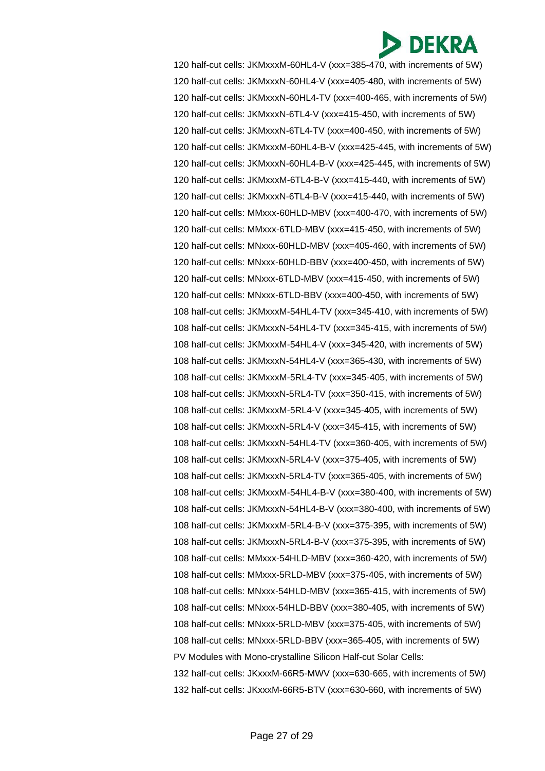120 half-cut cells: JKMxxxM-60HL4-V (xxx=385-470, with increments of 5W)

120 half-cut cells: JKMxxxN-60HL4-V (xxx=405-480, with increments of 5W)

120 half-cut cells: JKMxxxN-60HL4-TV (xxx=400-465, with increments of 5W)

120 half-cut cells: JKMxxxN-6TL4-V (xxx=415-450, with increments of 5W)

120 half-cut cells: JKMxxxN-6TL4-TV (xxx=400-450, with increments of 5W)

120 half-cut cells: JKMxxxM-60HL4-B-V (xxx=425-445, with increments of 5W)

120 half-cut cells: JKMxxxN-60HL4-B-V (xxx=425-445, with increments of 5W)

120 half-cut cells: JKMxxxM-6TL4-B-V (xxx=415-440, with increments of 5W)

120 half-cut cells: JKMxxxN-6TL4-B-V (xxx=415-440, with increments of 5W)

120 half-cut cells: MMxxx-60HLD-MBV (xxx=400-470, with increments of 5W)

120 half-cut cells: MMxxx-6TLD-MBV (xxx=415-450, with increments of 5W)

120 half-cut cells: MNxxx-60HLD-MBV (xxx=405-460, with increments of 5W)

120 half-cut cells: MNxxx-60HLD-BBV (xxx=400-450, with increments of 5W)

120 half-cut cells: MNxxx-6TLD-MBV (xxx=415-450, with increments of 5W)

120 half-cut cells: MNxxx-6TLD-BBV (xxx=400-450, with increments of 5W)

108 half-cut cells: JKMxxxM-54HL4-TV (xxx=345-410, with increments of 5W)

108 half-cut cells: JKMxxxN-54HL4-TV (xxx=345-415, with increments of 5W)

108 half-cut cells: JKMxxxM-54HL4-V (xxx=345-420, with increments of 5W)

108 half-cut cells: JKMxxxN-54HL4-V (xxx=365-430, with increments of 5W)

108 half-cut cells: JKMxxxM-5RL4-TV (xxx=345-405, with increments of 5W)

108 half-cut cells: JKMxxxN-5RL4-TV (xxx=350-415, with increments of 5W)

108 half-cut cells: JKMxxxM-5RL4-V (xxx=345-405, with increments of 5W)

108 half-cut cells: JKMxxxN-5RL4-V (xxx=345-415, with increments of 5W)

108 half-cut cells: JKMxxxN-54HL4-TV (xxx=360-405, with increments of 5W)

108 half-cut cells: JKMxxxN-5RL4-V (xxx=375-405, with increments of 5W)

108 half-cut cells: JKMxxxN-5RL4-TV (xxx=365-405, with increments of 5W)

108 half-cut cells: JKMxxxM-54HL4-B-V (xxx=380-400, with increments of 5W)

108 half-cut cells: JKMxxxN-54HL4-B-V (xxx=380-400, with increments of 5W)

108 half-cut cells: JKMxxxM-5RL4-B-V (xxx=375-395, with increments of 5W)

108 half-cut cells: JKMxxxN-5RL4-B-V (xxx=375-395, with increments of 5W)

108 half-cut cells: MMxxx-54HLD-MBV (xxx=360-420, with increments of 5W)

108 half-cut cells: MMxxx-5RLD-MBV (xxx=375-405, with increments of 5W)

108 half-cut cells: MNxxx-54HLD-MBV (xxx=365-415, with increments of 5W)

108 half-cut cells: MNxxx-54HLD-BBV (xxx=380-405, with increments of 5W)

108 half-cut cells: MNxxx-5RLD-MBV (xxx=375-405, with increments of 5W)

108 half-cut cells: MNxxx-5RLD-BBV (xxx=365-405, with increments of 5W)

PV Modules with Mono-crystalline Silicon Half-cut Solar Cells:

132 half-cut cells: JKxxxM-66R5-MWV (xxx=630-665, with increments of 5W)

132 half-cut cells: JKxxxM-66R5-BTV (xxx=630-660, with increments of 5W)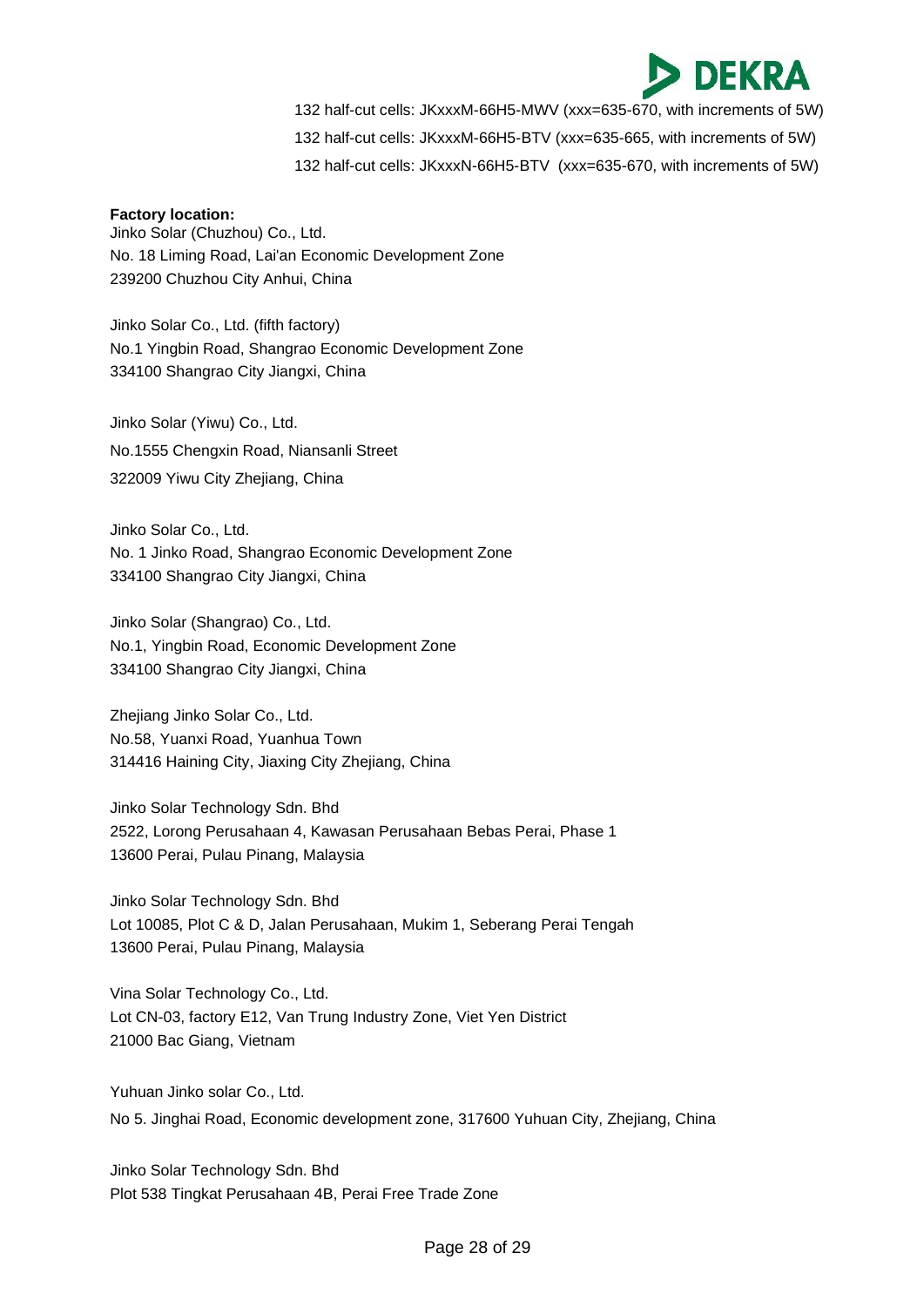132 half-cut cells: JKxxxM-66H5-MWV (xxx=635-670, with increments of 5W)
132 half-cut cells: JKxxxM-66H5-BTV (xxx=635-665, with increments of 5W)
132 half-cut cells: JKxxxN-66H5-BTV (xxx=635-670, with increments of 5W)

**Factory location:**

Jinko Solar (Chuzhou) Co., Ltd.
No. 18 Liming Road, Lai'an Economic Development Zone
239200 Chuzhou City Anhui, China

Jinko Solar Co., Ltd. (fifth factory)
No.1 Yingbin Road, Shangrao Economic Development Zone
334100 Shangrao City Jiangxi, China

Jinko Solar (Yiwu) Co., Ltd.
No.1555 Chengxin Road, Niansanli Street
322009 Yiwu City Zhejiang, China

Jinko Solar Co., Ltd.
No. 1 Jinko Road, Shangrao Economic Development Zone
334100 Shangrao City Jiangxi, China

Jinko Solar (Shangrao) Co., Ltd.
No.1, Yingbin Road, Economic Development Zone
334100 Shangrao City Jiangxi, China

Zhejiang Jinko Solar Co., Ltd.
No.58, Yuanxi Road, Yuanhua Town
314416 Haining City, Jiaxing City Zhejiang, China

Jinko Solar Technology Sdn. Bhd
2522, Lorong Perusahaan 4, Kawasan Perusahaan Bebas Perai, Phase 1
13600 Perai, Pulau Pinang, Malaysia

Jinko Solar Technology Sdn. Bhd
Lot 10085, Plot C & D, Jalan Perusahaan, Mukim 1, Seberang Perai Tengah
13600 Perai, Pulau Pinang, Malaysia

Vina Solar Technology Co., Ltd.
Lot CN-03, factory E12, Van Trung Industry Zone, Viet Yen District
21000 Bac Giang, Vietnam

Yuhuan Jinko solar Co., Ltd.
No 5. Jinghai Road, Economic development zone, 317600 Yuhuan City, Zhejiang, China

Jinko Solar Technology Sdn. Bhd
Plot 538 Tingkat Perusahaan 4B, Perai Free Trade Zone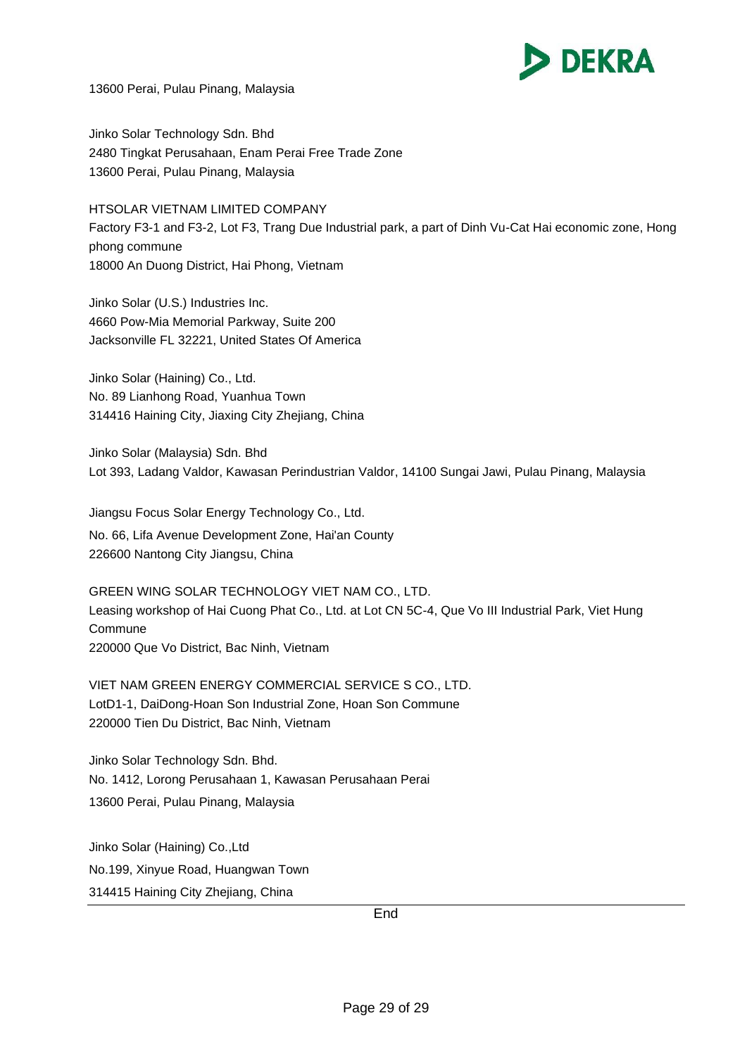13600 Perai, Pulau Pinang, Malaysia

Jinko Solar Technology Sdn. Bhd
2480 Tingkat Perusahaan, Enam Perai Free Trade Zone
13600 Perai, Pulau Pinang, Malaysia

HTSOLAR VIETNAM LIMITED COMPANY
Factory F3-1 and F3-2, Lot F3, Trang Due Industrial park, a part of Dinh Vu-Cat Hai economic zone, Hong phong commune
18000 An Duong District, Hai Phong, Vietnam

Jinko Solar (U.S.) Industries Inc.
4660 Pow-Mia Memorial Parkway, Suite 200
Jacksonville FL 32221, United States Of America

Jinko Solar (Haining) Co., Ltd.
No. 89 Lianhong Road, Yuanhua Town
314416 Haining City, Jiaxing City Zhejiang, China

Jinko Solar (Malaysia) Sdn. Bhd
Lot 393, Ladang Valdor, Kawasan Perindustrian Valdor, 14100 Sungai Jawi, Pulau Pinang, Malaysia

Jiangsu Focus Solar Energy Technology Co., Ltd.
No. 66, Lifa Avenue Development Zone, Hai'an County
226600 Nantong City Jiangsu, China

GREEN WING SOLAR TECHNOLOGY VIET NAM CO., LTD.
Leasing workshop of Hai Cuong Phat Co., Ltd. at Lot CN 5C-4, Que Vo III Industrial Park, Viet Hung Commune
220000 Que Vo District, Bac Ninh, Vietnam

VIET NAM GREEN ENERGY COMMERCIAL SERVICE S CO., LTD.
LotD1-1, DaiDong-Hoan Son Industrial Zone, Hoan Son Commune
220000 Tien Du District, Bac Ninh, Vietnam

Jinko Solar Technology Sdn. Bhd.
No. 1412, Lorong Perusahaan 1, Kawasan Perusahaan Perai
13600 Perai, Pulau Pinang, Malaysia

Jinko Solar (Haining) Co.,Ltd
No.199, Xinyue Road, Huangwan Town
314415 Haining City Zhejiang, China

End